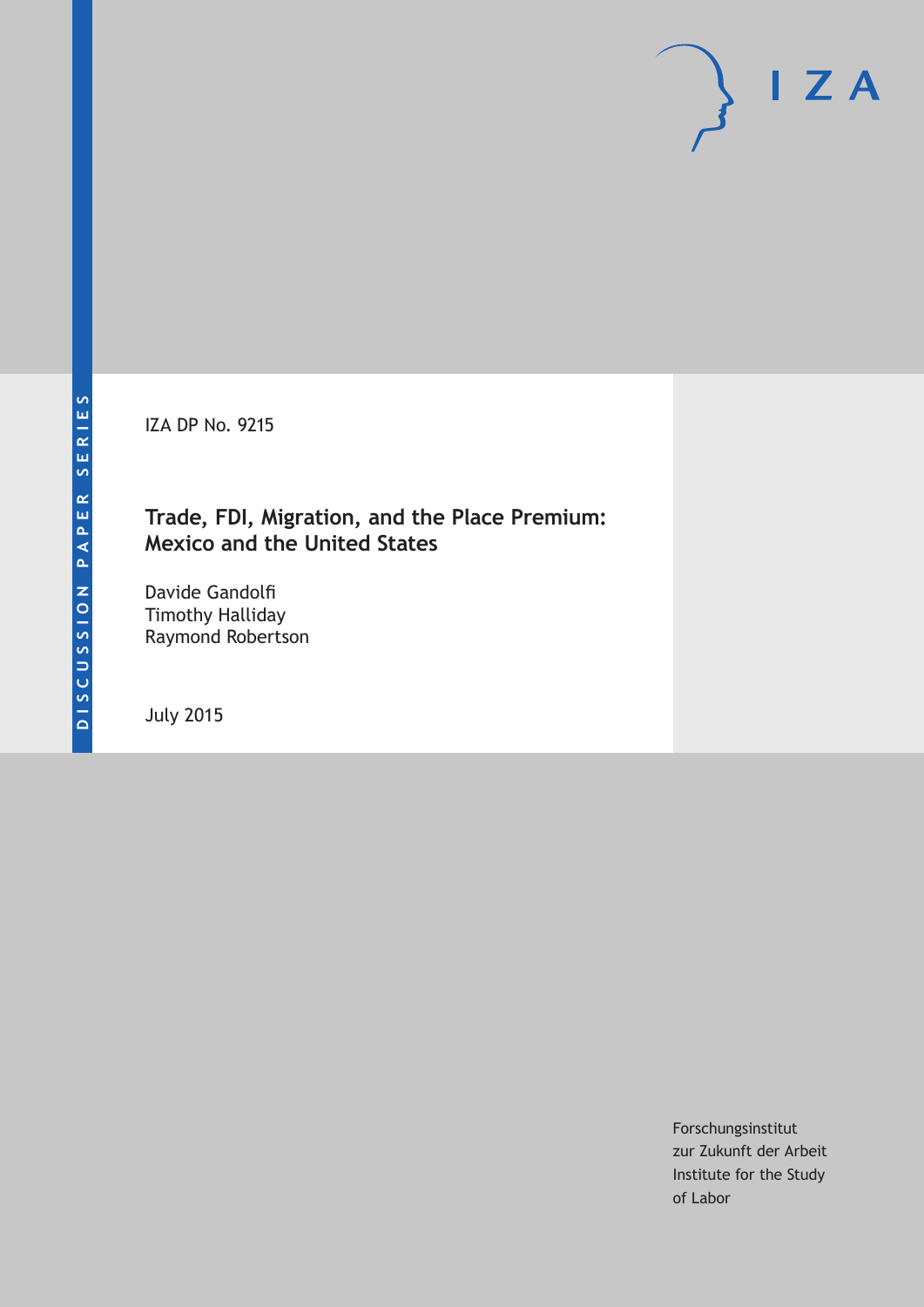DISCUSSION PAPER SERIES

IZA DP No. 9215

# Trade, FDI, Migration, and the Place Premium: Mexico and the United States

Davide Gandolfi
Timothy Halliday
Raymond Robertson

July 2015

Forschungsinstitut
zur Zukunft der Arbeit
Institute for the Study
of Labor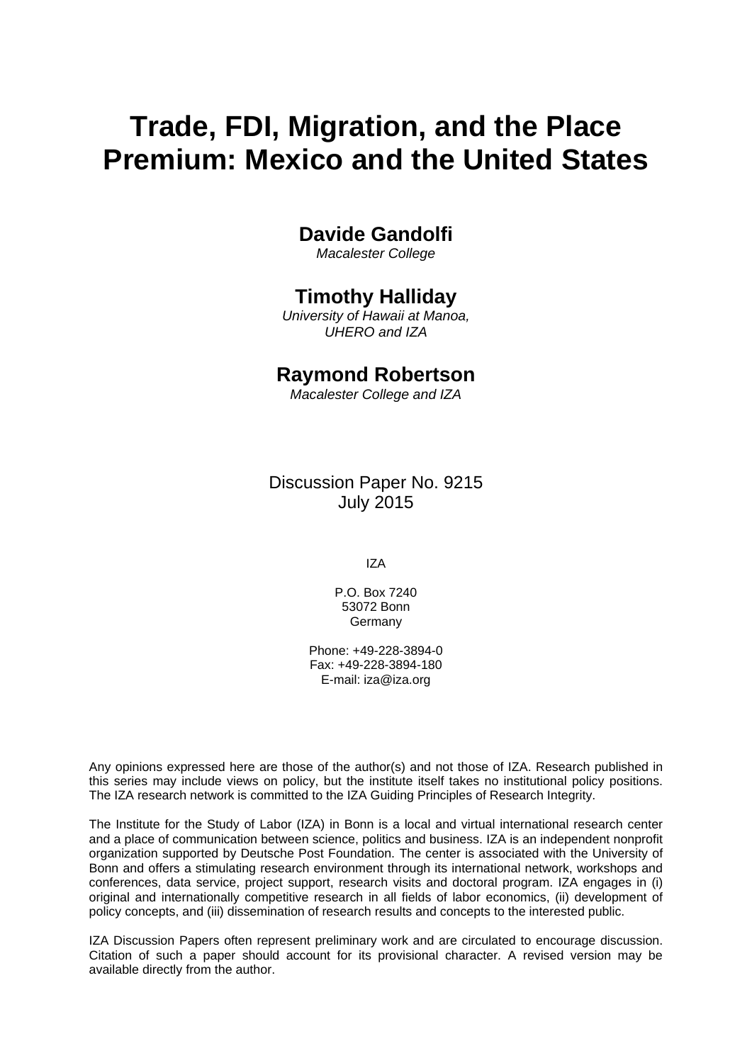# Trade, FDI, Migration, and the Place Premium: Mexico and the United States

**Davide Gandolfi**
*Macalester College*

**Timothy Halliday**
*University of Hawaii at Manoa, UHERO and IZA*

**Raymond Robertson**
*Macalester College and IZA*

Discussion Paper No. 9215
July 2015

IZA

P.O. Box 7240
53072 Bonn
Germany

Phone: +49-228-3894-0
Fax: +49-228-3894-180
E-mail: iza@iza.org

Any opinions expressed here are those of the author(s) and not those of IZA. Research published in this series may include views on policy, but the institute itself takes no institutional policy positions. The IZA research network is committed to the IZA Guiding Principles of Research Integrity.

The Institute for the Study of Labor (IZA) in Bonn is a local and virtual international research center and a place of communication between science, politics and business. IZA is an independent nonprofit organization supported by Deutsche Post Foundation. The center is associated with the University of Bonn and offers a stimulating research environment through its international network, workshops and conferences, data service, project support, research visits and doctoral program. IZA engages in (i) original and internationally competitive research in all fields of labor economics, (ii) development of policy concepts, and (iii) dissemination of research results and concepts to the interested public.

IZA Discussion Papers often represent preliminary work and are circulated to encourage discussion. Citation of such a paper should account for its provisional character. A revised version may be available directly from the author.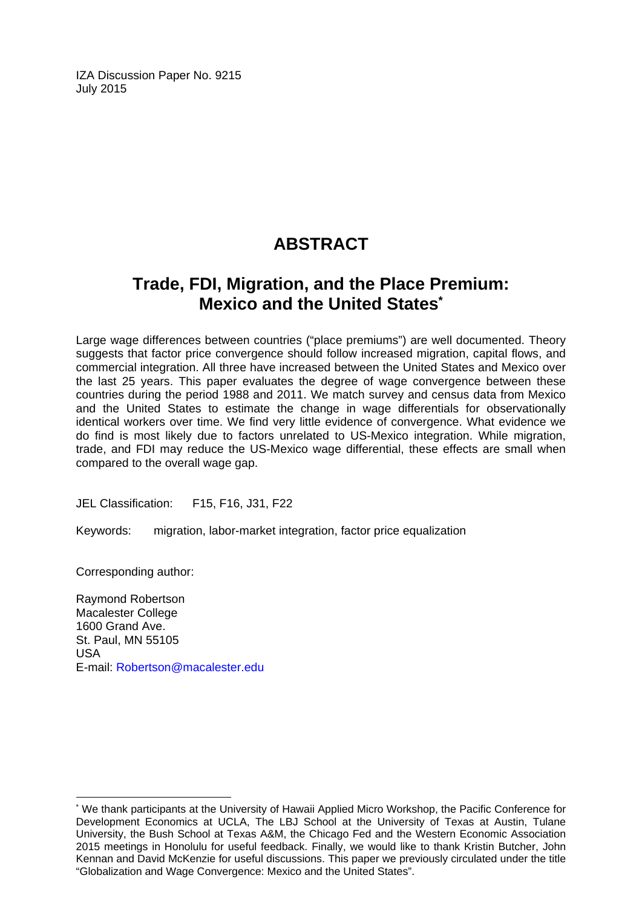IZA Discussion Paper No. 9215
July 2015

# ABSTRACT

## Trade, FDI, Migration, and the Place Premium: Mexico and the United States*

Large wage differences between countries ("place premiums") are well documented. Theory suggests that factor price convergence should follow increased migration, capital flows, and commercial integration. All three have increased between the United States and Mexico over the last 25 years. This paper evaluates the degree of wage convergence between these countries during the period 1988 and 2011. We match survey and census data from Mexico and the United States to estimate the change in wage differentials for observationally identical workers over time. We find very little evidence of convergence. What evidence we do find is most likely due to factors unrelated to US-Mexico integration. While migration, trade, and FDI may reduce the US-Mexico wage differential, these effects are small when compared to the overall wage gap.

JEL Classification: F15, F16, J31, F22

Keywords: migration, labor-market integration, factor price equalization

Corresponding author:

Raymond Robertson
Macalester College
1600 Grand Ave.
St. Paul, MN 55105
USA
E-mail: Robertson@macalester.edu

---

* We thank participants at the University of Hawaii Applied Micro Workshop, the Pacific Conference for Development Economics at UCLA, The LBJ School at the University of Texas at Austin, Tulane University, the Bush School at Texas A&M, the Chicago Fed and the Western Economic Association 2015 meetings in Honolulu for useful feedback. Finally, we would like to thank Kristin Butcher, John Kennan and David McKenzie for useful discussions. This paper we previously circulated under the title "Globalization and Wage Convergence: Mexico and the United States".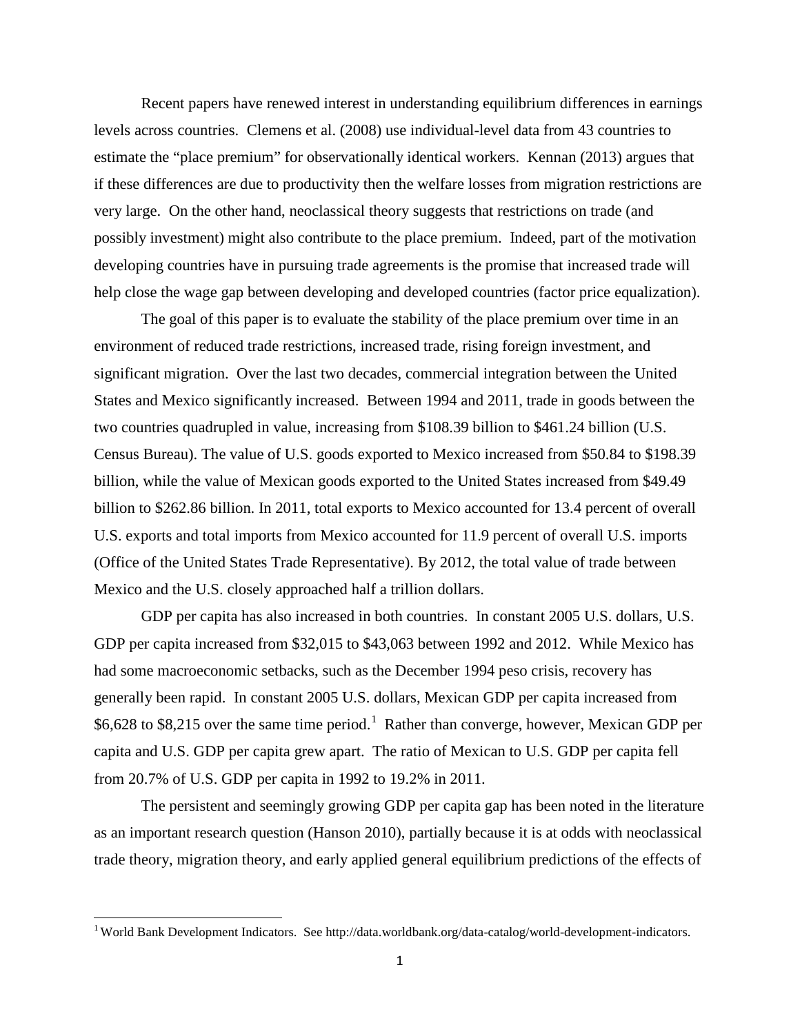Recent papers have renewed interest in understanding equilibrium differences in earnings levels across countries. Clemens et al. (2008) use individual-level data from 43 countries to estimate the "place premium" for observationally identical workers. Kennan (2013) argues that if these differences are due to productivity then the welfare losses from migration restrictions are very large. On the other hand, neoclassical theory suggests that restrictions on trade (and possibly investment) might also contribute to the place premium. Indeed, part of the motivation developing countries have in pursuing trade agreements is the promise that increased trade will help close the wage gap between developing and developed countries (factor price equalization).

The goal of this paper is to evaluate the stability of the place premium over time in an environment of reduced trade restrictions, increased trade, rising foreign investment, and significant migration. Over the last two decades, commercial integration between the United States and Mexico significantly increased. Between 1994 and 2011, trade in goods between the two countries quadrupled in value, increasing from $108.39 billion to $461.24 billion (U.S. Census Bureau). The value of U.S. goods exported to Mexico increased from $50.84 to $198.39 billion, while the value of Mexican goods exported to the United States increased from $49.49 billion to $262.86 billion. In 2011, total exports to Mexico accounted for 13.4 percent of overall U.S. exports and total imports from Mexico accounted for 11.9 percent of overall U.S. imports (Office of the United States Trade Representative). By 2012, the total value of trade between Mexico and the U.S. closely approached half a trillion dollars.

GDP per capita has also increased in both countries. In constant 2005 U.S. dollars, U.S. GDP per capita increased from $32,015 to $43,063 between 1992 and 2012. While Mexico has had some macroeconomic setbacks, such as the December 1994 peso crisis, recovery has generally been rapid. In constant 2005 U.S. dollars, Mexican GDP per capita increased from $6,628 to $8,215 over the same time period.[1] Rather than converge, however, Mexican GDP per capita and U.S. GDP per capita grew apart. The ratio of Mexican to U.S. GDP per capita fell from 20.7% of U.S. GDP per capita in 1992 to 19.2% in 2011.

The persistent and seemingly growing GDP per capita gap has been noted in the literature as an important research question (Hanson 2010), partially because it is at odds with neoclassical trade theory, migration theory, and early applied general equilibrium predictions of the effects of

[1] World Bank Development Indicators. See http://data.worldbank.org/data-catalog/world-development-indicators.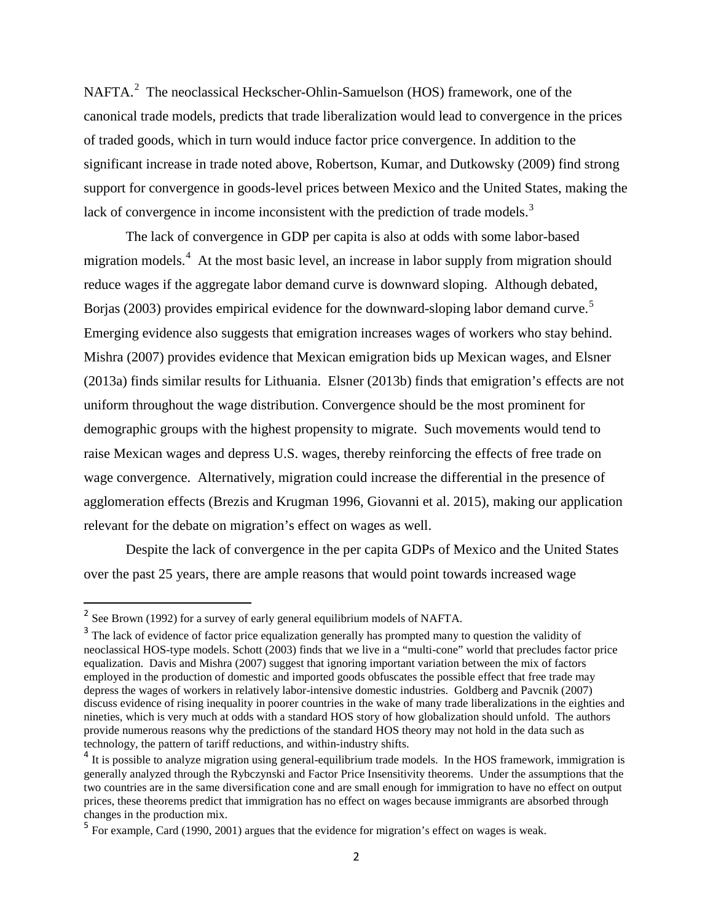NAFTA.[2] The neoclassical Heckscher-Ohlin-Samuelson (HOS) framework, one of the canonical trade models, predicts that trade liberalization would lead to convergence in the prices of traded goods, which in turn would induce factor price convergence. In addition to the significant increase in trade noted above, Robertson, Kumar, and Dutkowsky (2009) find strong support for convergence in goods-level prices between Mexico and the United States, making the lack of convergence in income inconsistent with the prediction of trade models.[3]

The lack of convergence in GDP per capita is also at odds with some labor-based migration models.[4] At the most basic level, an increase in labor supply from migration should reduce wages if the aggregate labor demand curve is downward sloping. Although debated, Borjas (2003) provides empirical evidence for the downward-sloping labor demand curve.[5] Emerging evidence also suggests that emigration increases wages of workers who stay behind. Mishra (2007) provides evidence that Mexican emigration bids up Mexican wages, and Elsner (2013a) finds similar results for Lithuania. Elsner (2013b) finds that emigration's effects are not uniform throughout the wage distribution. Convergence should be the most prominent for demographic groups with the highest propensity to migrate. Such movements would tend to raise Mexican wages and depress U.S. wages, thereby reinforcing the effects of free trade on wage convergence. Alternatively, migration could increase the differential in the presence of agglomeration effects (Brezis and Krugman 1996, Giovanni et al. 2015), making our application relevant for the debate on migration's effect on wages as well.

Despite the lack of convergence in the per capita GDPs of Mexico and the United States over the past 25 years, there are ample reasons that would point towards increased wage

---

[2] See Brown (1992) for a survey of early general equilibrium models of NAFTA.

[3] The lack of evidence of factor price equalization generally has prompted many to question the validity of neoclassical HOS-type models. Schott (2003) finds that we live in a "multi-cone" world that precludes factor price equalization. Davis and Mishra (2007) suggest that ignoring important variation between the mix of factors employed in the production of domestic and imported goods obfuscates the possible effect that free trade may depress the wages of workers in relatively labor-intensive domestic industries. Goldberg and Pavcnik (2007) discuss evidence of rising inequality in poorer countries in the wake of many trade liberalizations in the eighties and nineties, which is very much at odds with a standard HOS story of how globalization should unfold. The authors provide numerous reasons why the predictions of the standard HOS theory may not hold in the data such as technology, the pattern of tariff reductions, and within-industry shifts.

[4] It is possible to analyze migration using general-equilibrium trade models. In the HOS framework, immigration is generally analyzed through the Rybczynski and Factor Price Insensitivity theorems. Under the assumptions that the two countries are in the same diversification cone and are small enough for immigration to have no effect on output prices, these theorems predict that immigration has no effect on wages because immigrants are absorbed through changes in the production mix.

[5] For example, Card (1990, 2001) argues that the evidence for migration's effect on wages is weak.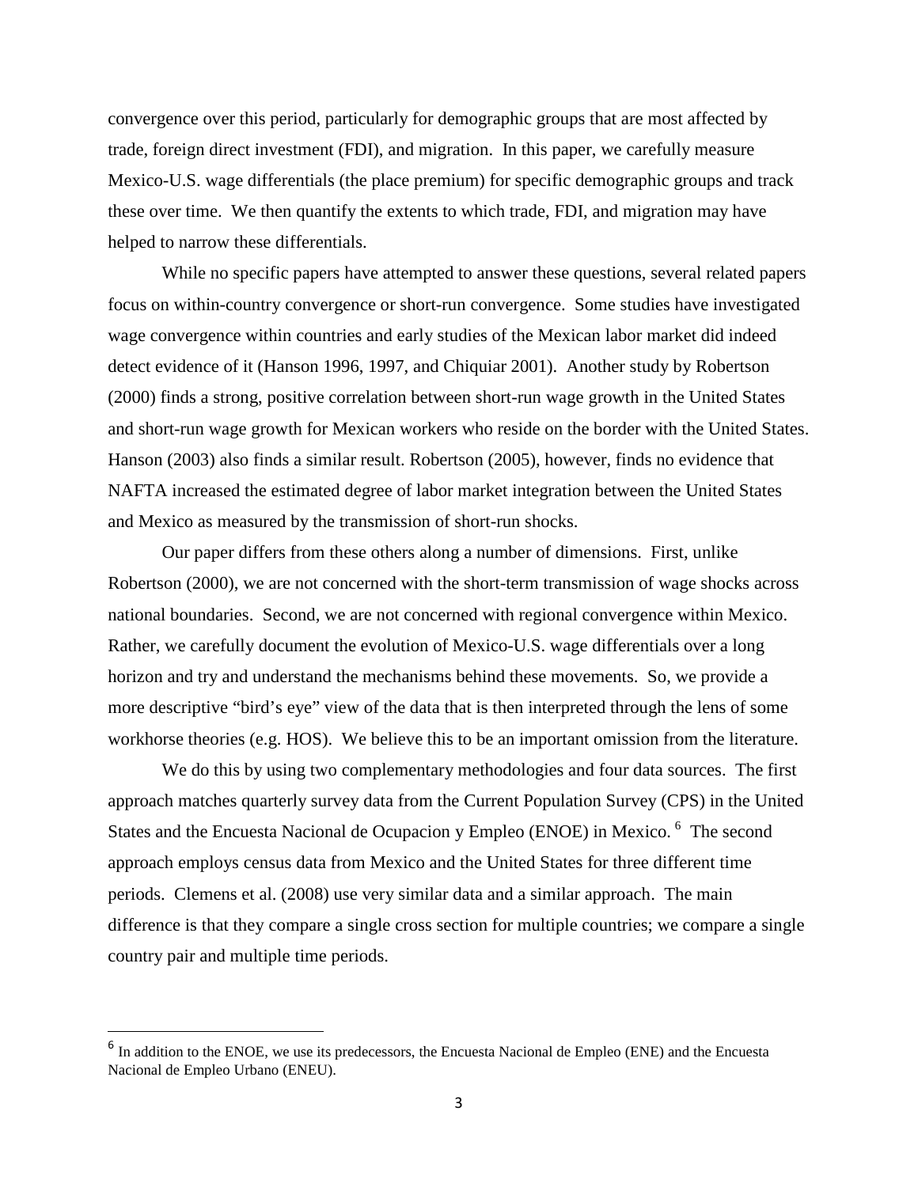convergence over this period, particularly for demographic groups that are most affected by trade, foreign direct investment (FDI), and migration. In this paper, we carefully measure Mexico-U.S. wage differentials (the place premium) for specific demographic groups and track these over time. We then quantify the extents to which trade, FDI, and migration may have helped to narrow these differentials.

While no specific papers have attempted to answer these questions, several related papers focus on within-country convergence or short-run convergence. Some studies have investigated wage convergence within countries and early studies of the Mexican labor market did indeed detect evidence of it (Hanson 1996, 1997, and Chiquiar 2001). Another study by Robertson (2000) finds a strong, positive correlation between short-run wage growth in the United States and short-run wage growth for Mexican workers who reside on the border with the United States. Hanson (2003) also finds a similar result. Robertson (2005), however, finds no evidence that NAFTA increased the estimated degree of labor market integration between the United States and Mexico as measured by the transmission of short-run shocks.

Our paper differs from these others along a number of dimensions. First, unlike Robertson (2000), we are not concerned with the short-term transmission of wage shocks across national boundaries. Second, we are not concerned with regional convergence within Mexico. Rather, we carefully document the evolution of Mexico-U.S. wage differentials over a long horizon and try and understand the mechanisms behind these movements. So, we provide a more descriptive "bird's eye" view of the data that is then interpreted through the lens of some workhorse theories (e.g. HOS). We believe this to be an important omission from the literature.

We do this by using two complementary methodologies and four data sources. The first approach matches quarterly survey data from the Current Population Survey (CPS) in the United States and the Encuesta Nacional de Ocupacion y Empleo (ENOE) in Mexico. [6] The second approach employs census data from Mexico and the United States for three different time periods. Clemens et al. (2008) use very similar data and a similar approach. The main difference is that they compare a single cross section for multiple countries; we compare a single country pair and multiple time periods.

[6] In addition to the ENOE, we use its predecessors, the Encuesta Nacional de Empleo (ENE) and the Encuesta Nacional de Empleo Urbano (ENEU).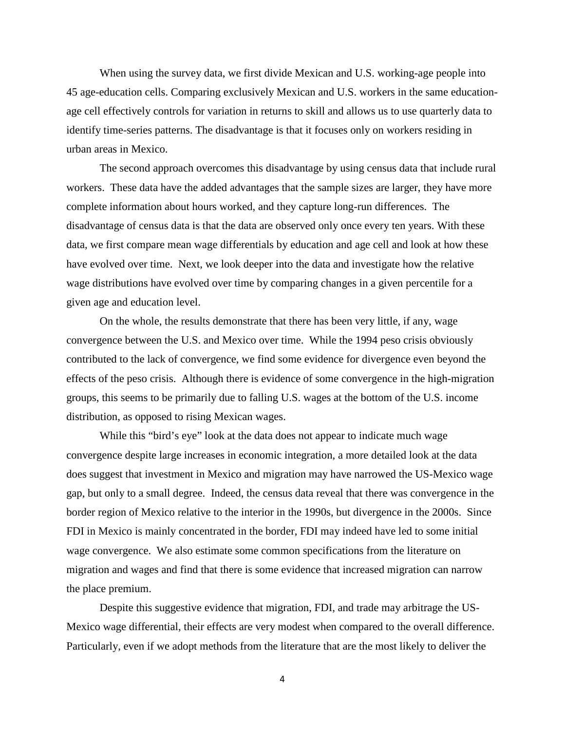When using the survey data, we first divide Mexican and U.S. working-age people into 45 age-education cells. Comparing exclusively Mexican and U.S. workers in the same education-age cell effectively controls for variation in returns to skill and allows us to use quarterly data to identify time-series patterns. The disadvantage is that it focuses only on workers residing in urban areas in Mexico.

The second approach overcomes this disadvantage by using census data that include rural workers. These data have the added advantages that the sample sizes are larger, they have more complete information about hours worked, and they capture long-run differences. The disadvantage of census data is that the data are observed only once every ten years. With these data, we first compare mean wage differentials by education and age cell and look at how these have evolved over time. Next, we look deeper into the data and investigate how the relative wage distributions have evolved over time by comparing changes in a given percentile for a given age and education level.

On the whole, the results demonstrate that there has been very little, if any, wage convergence between the U.S. and Mexico over time. While the 1994 peso crisis obviously contributed to the lack of convergence, we find some evidence for divergence even beyond the effects of the peso crisis. Although there is evidence of some convergence in the high-migration groups, this seems to be primarily due to falling U.S. wages at the bottom of the U.S. income distribution, as opposed to rising Mexican wages.

While this "bird's eye" look at the data does not appear to indicate much wage convergence despite large increases in economic integration, a more detailed look at the data does suggest that investment in Mexico and migration may have narrowed the US-Mexico wage gap, but only to a small degree. Indeed, the census data reveal that there was convergence in the border region of Mexico relative to the interior in the 1990s, but divergence in the 2000s. Since FDI in Mexico is mainly concentrated in the border, FDI may indeed have led to some initial wage convergence. We also estimate some common specifications from the literature on migration and wages and find that there is some evidence that increased migration can narrow the place premium.

Despite this suggestive evidence that migration, FDI, and trade may arbitrage the US-Mexico wage differential, their effects are very modest when compared to the overall difference. Particularly, even if we adopt methods from the literature that are the most likely to deliver the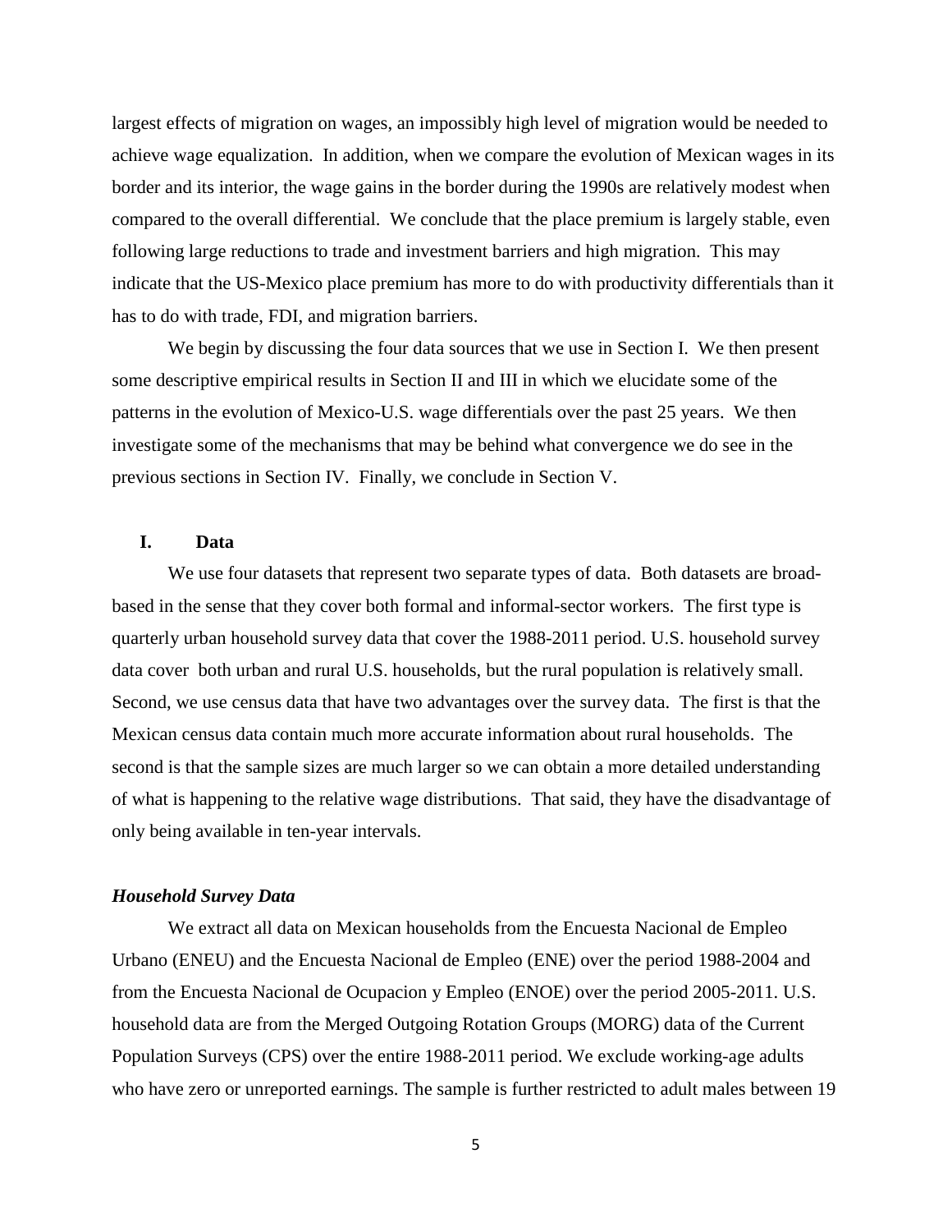largest effects of migration on wages, an impossibly high level of migration would be needed to achieve wage equalization. In addition, when we compare the evolution of Mexican wages in its border and its interior, the wage gains in the border during the 1990s are relatively modest when compared to the overall differential. We conclude that the place premium is largely stable, even following large reductions to trade and investment barriers and high migration. This may indicate that the US-Mexico place premium has more to do with productivity differentials than it has to do with trade, FDI, and migration barriers.

We begin by discussing the four data sources that we use in Section I. We then present some descriptive empirical results in Section II and III in which we elucidate some of the patterns in the evolution of Mexico-U.S. wage differentials over the past 25 years. We then investigate some of the mechanisms that may be behind what convergence we do see in the previous sections in Section IV. Finally, we conclude in Section V.

## I. Data

We use four datasets that represent two separate types of data. Both datasets are broad-based in the sense that they cover both formal and informal-sector workers. The first type is quarterly urban household survey data that cover the 1988-2011 period. U.S. household survey data cover both urban and rural U.S. households, but the rural population is relatively small. Second, we use census data that have two advantages over the survey data. The first is that the Mexican census data contain much more accurate information about rural households. The second is that the sample sizes are much larger so we can obtain a more detailed understanding of what is happening to the relative wage distributions. That said, they have the disadvantage of only being available in ten-year intervals.

### *Household Survey Data*

We extract all data on Mexican households from the Encuesta Nacional de Empleo Urbano (ENEU) and the Encuesta Nacional de Empleo (ENE) over the period 1988-2004 and from the Encuesta Nacional de Ocupacion y Empleo (ENOE) over the period 2005-2011. U.S. household data are from the Merged Outgoing Rotation Groups (MORG) data of the Current Population Surveys (CPS) over the entire 1988-2011 period. We exclude working-age adults who have zero or unreported earnings. The sample is further restricted to adult males between 19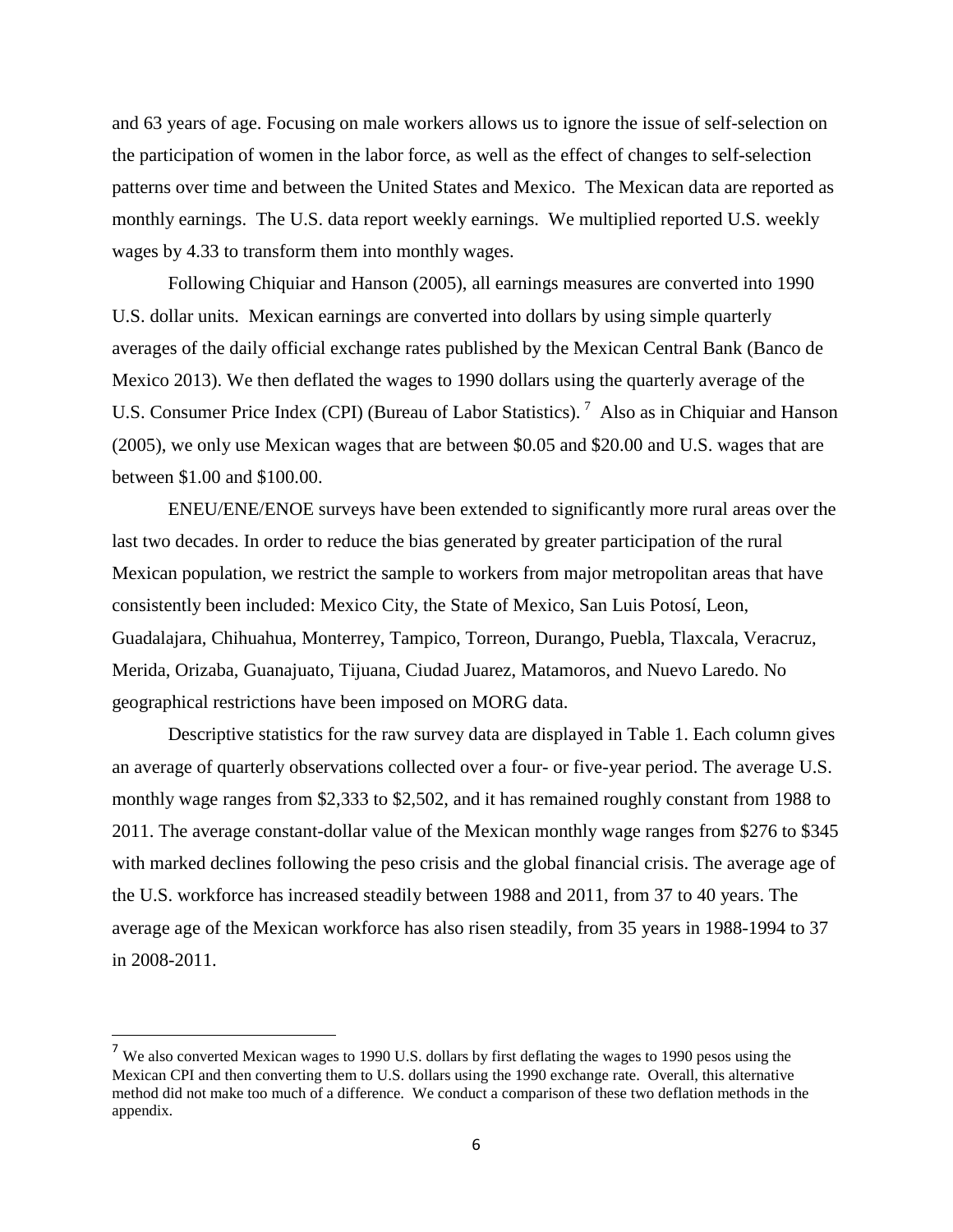and 63 years of age. Focusing on male workers allows us to ignore the issue of self-selection on the participation of women in the labor force, as well as the effect of changes to self-selection patterns over time and between the United States and Mexico. The Mexican data are reported as monthly earnings. The U.S. data report weekly earnings. We multiplied reported U.S. weekly wages by 4.33 to transform them into monthly wages.

Following Chiquiar and Hanson (2005), all earnings measures are converted into 1990 U.S. dollar units. Mexican earnings are converted into dollars by using simple quarterly averages of the daily official exchange rates published by the Mexican Central Bank (Banco de Mexico 2013). We then deflated the wages to 1990 dollars using the quarterly average of the U.S. Consumer Price Index (CPI) (Bureau of Labor Statistics).[7] Also as in Chiquiar and Hanson (2005), we only use Mexican wages that are between \$0.05 and \$20.00 and U.S. wages that are between \$1.00 and \$100.00.

ENEU/ENE/ENOE surveys have been extended to significantly more rural areas over the last two decades. In order to reduce the bias generated by greater participation of the rural Mexican population, we restrict the sample to workers from major metropolitan areas that have consistently been included: Mexico City, the State of Mexico, San Luis Potosí, Leon, Guadalajara, Chihuahua, Monterrey, Tampico, Torreon, Durango, Puebla, Tlaxcala, Veracruz, Merida, Orizaba, Guanajuato, Tijuana, Ciudad Juarez, Matamoros, and Nuevo Laredo. No geographical restrictions have been imposed on MORG data.

Descriptive statistics for the raw survey data are displayed in Table 1. Each column gives an average of quarterly observations collected over a four- or five-year period. The average U.S. monthly wage ranges from \$2,333 to \$2,502, and it has remained roughly constant from 1988 to 2011. The average constant-dollar value of the Mexican monthly wage ranges from \$276 to \$345 with marked declines following the peso crisis and the global financial crisis. The average age of the U.S. workforce has increased steadily between 1988 and 2011, from 37 to 40 years. The average age of the Mexican workforce has also risen steadily, from 35 years in 1988-1994 to 37 in 2008-2011.

[7] We also converted Mexican wages to 1990 U.S. dollars by first deflating the wages to 1990 pesos using the Mexican CPI and then converting them to U.S. dollars using the 1990 exchange rate. Overall, this alternative method did not make too much of a difference. We conduct a comparison of these two deflation methods in the appendix.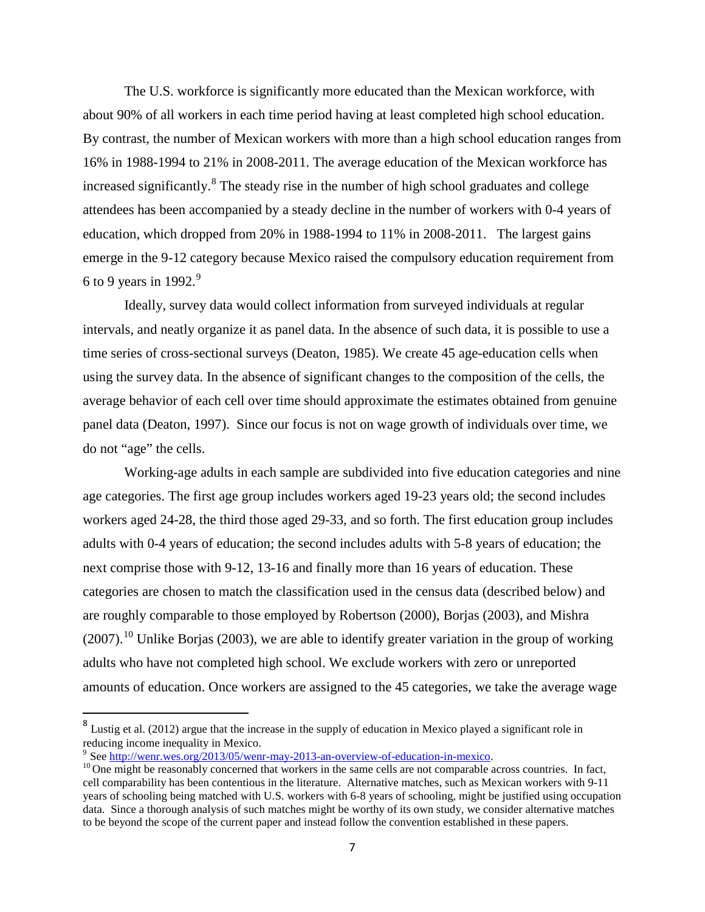The U.S. workforce is significantly more educated than the Mexican workforce, with about 90% of all workers in each time period having at least completed high school education. By contrast, the number of Mexican workers with more than a high school education ranges from 16% in 1988-1994 to 21% in 2008-2011. The average education of the Mexican workforce has increased significantly.[8] The steady rise in the number of high school graduates and college attendees has been accompanied by a steady decline in the number of workers with 0-4 years of education, which dropped from 20% in 1988-1994 to 11% in 2008-2011. The largest gains emerge in the 9-12 category because Mexico raised the compulsory education requirement from 6 to 9 years in 1992.[9]

Ideally, survey data would collect information from surveyed individuals at regular intervals, and neatly organize it as panel data. In the absence of such data, it is possible to use a time series of cross-sectional surveys (Deaton, 1985). We create 45 age-education cells when using the survey data. In the absence of significant changes to the composition of the cells, the average behavior of each cell over time should approximate the estimates obtained from genuine panel data (Deaton, 1997). Since our focus is not on wage growth of individuals over time, we do not "age" the cells.

Working-age adults in each sample are subdivided into five education categories and nine age categories. The first age group includes workers aged 19-23 years old; the second includes workers aged 24-28, the third those aged 29-33, and so forth. The first education group includes adults with 0-4 years of education; the second includes adults with 5-8 years of education; the next comprise those with 9-12, 13-16 and finally more than 16 years of education. These categories are chosen to match the classification used in the census data (described below) and are roughly comparable to those employed by Robertson (2000), Borjas (2003), and Mishra (2007).[10] Unlike Borjas (2003), we are able to identify greater variation in the group of working adults who have not completed high school. We exclude workers with zero or unreported amounts of education. Once workers are assigned to the 45 categories, we take the average wage

---

[8] Lustig et al. (2012) argue that the increase in the supply of education in Mexico played a significant role in reducing income inequality in Mexico.

[9] See http://wenr.wes.org/2013/05/wenr-may-2013-an-overview-of-education-in-mexico.

[10] One might be reasonably concerned that workers in the same cells are not comparable across countries. In fact, cell comparability has been contentious in the literature. Alternative matches, such as Mexican workers with 9-11 years of schooling being matched with U.S. workers with 6-8 years of schooling, might be justified using occupation data. Since a thorough analysis of such matches might be worthy of its own study, we consider alternative matches to be beyond the scope of the current paper and instead follow the convention established in these papers.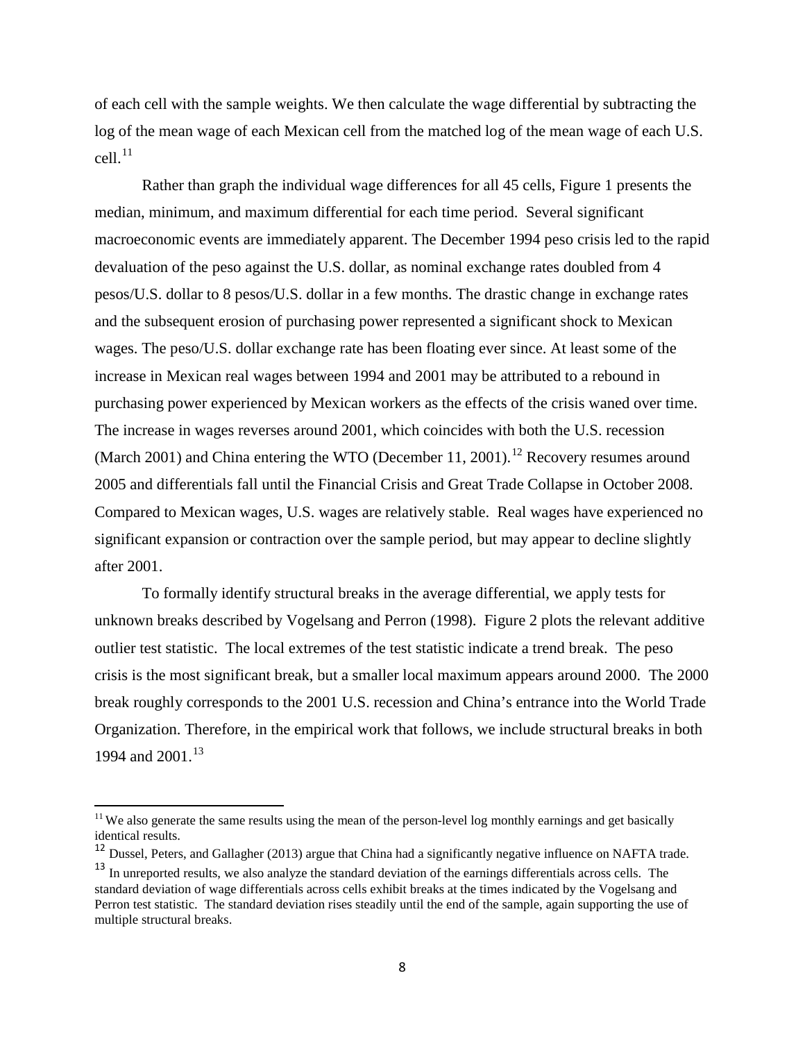of each cell with the sample weights. We then calculate the wage differential by subtracting the log of the mean wage of each Mexican cell from the matched log of the mean wage of each U.S. cell.[11]

Rather than graph the individual wage differences for all 45 cells, Figure 1 presents the median, minimum, and maximum differential for each time period. Several significant macroeconomic events are immediately apparent. The December 1994 peso crisis led to the rapid devaluation of the peso against the U.S. dollar, as nominal exchange rates doubled from 4 pesos/U.S. dollar to 8 pesos/U.S. dollar in a few months. The drastic change in exchange rates and the subsequent erosion of purchasing power represented a significant shock to Mexican wages. The peso/U.S. dollar exchange rate has been floating ever since. At least some of the increase in Mexican real wages between 1994 and 2001 may be attributed to a rebound in purchasing power experienced by Mexican workers as the effects of the crisis waned over time. The increase in wages reverses around 2001, which coincides with both the U.S. recession (March 2001) and China entering the WTO (December 11, 2001).[12] Recovery resumes around 2005 and differentials fall until the Financial Crisis and Great Trade Collapse in October 2008. Compared to Mexican wages, U.S. wages are relatively stable. Real wages have experienced no significant expansion or contraction over the sample period, but may appear to decline slightly after 2001.

To formally identify structural breaks in the average differential, we apply tests for unknown breaks described by Vogelsang and Perron (1998). Figure 2 plots the relevant additive outlier test statistic. The local extremes of the test statistic indicate a trend break. The peso crisis is the most significant break, but a smaller local maximum appears around 2000. The 2000 break roughly corresponds to the 2001 U.S. recession and China's entrance into the World Trade Organization. Therefore, in the empirical work that follows, we include structural breaks in both 1994 and 2001.[13]

---

[11] We also generate the same results using the mean of the person-level log monthly earnings and get basically identical results.

[12] Dussel, Peters, and Gallagher (2013) argue that China had a significantly negative influence on NAFTA trade.

[13] In unreported results, we also analyze the standard deviation of the earnings differentials across cells. The standard deviation of wage differentials across cells exhibit breaks at the times indicated by the Vogelsang and Perron test statistic. The standard deviation rises steadily until the end of the sample, again supporting the use of multiple structural breaks.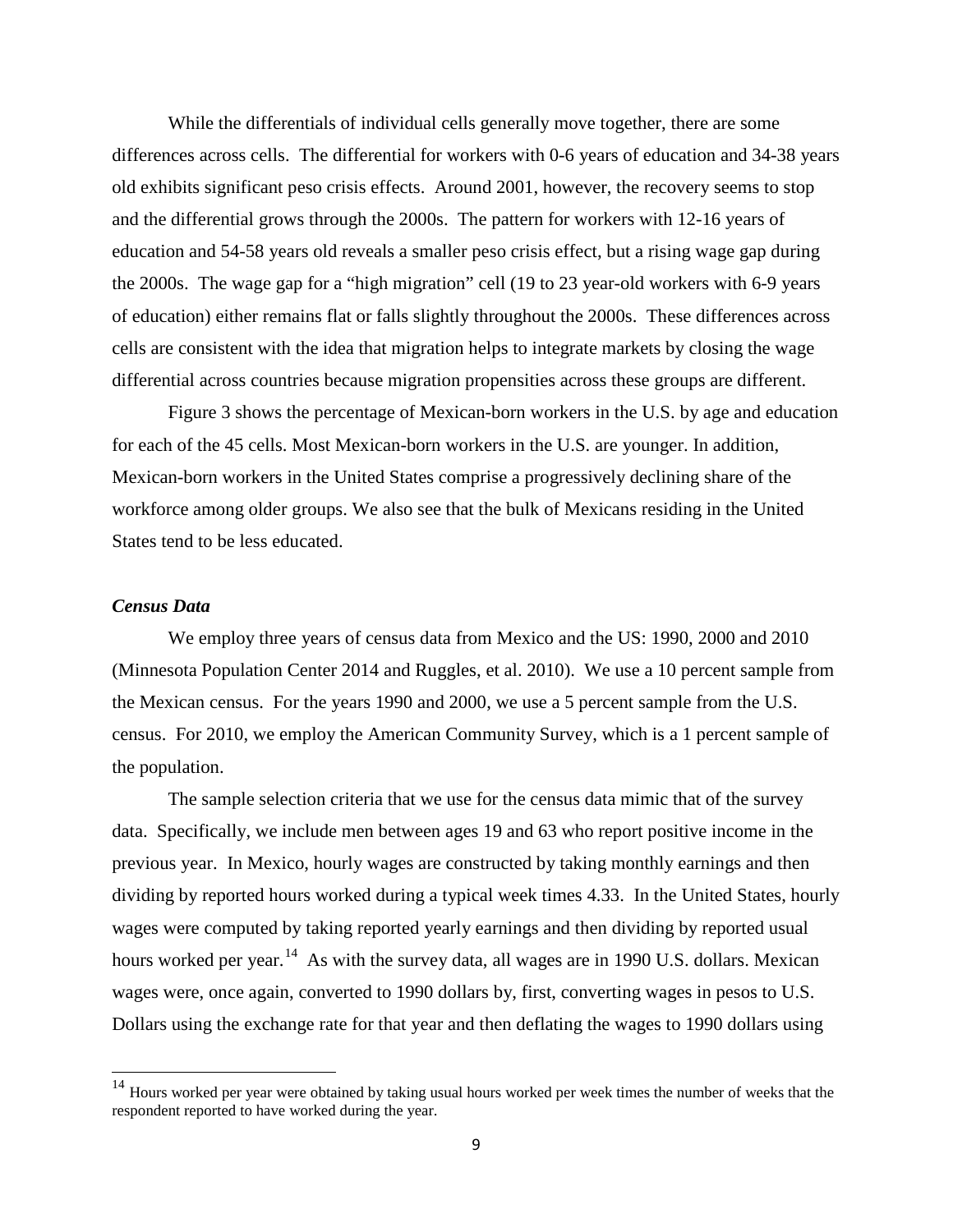While the differentials of individual cells generally move together, there are some differences across cells. The differential for workers with 0-6 years of education and 34-38 years old exhibits significant peso crisis effects. Around 2001, however, the recovery seems to stop and the differential grows through the 2000s. The pattern for workers with 12-16 years of education and 54-58 years old reveals a smaller peso crisis effect, but a rising wage gap during the 2000s. The wage gap for a "high migration" cell (19 to 23 year-old workers with 6-9 years of education) either remains flat or falls slightly throughout the 2000s. These differences across cells are consistent with the idea that migration helps to integrate markets by closing the wage differential across countries because migration propensities across these groups are different.

Figure 3 shows the percentage of Mexican-born workers in the U.S. by age and education for each of the 45 cells. Most Mexican-born workers in the U.S. are younger. In addition, Mexican-born workers in the United States comprise a progressively declining share of the workforce among older groups. We also see that the bulk of Mexicans residing in the United States tend to be less educated.

### *Census Data*

We employ three years of census data from Mexico and the US: 1990, 2000 and 2010 (Minnesota Population Center 2014 and Ruggles, et al. 2010). We use a 10 percent sample from the Mexican census. For the years 1990 and 2000, we use a 5 percent sample from the U.S. census. For 2010, we employ the American Community Survey, which is a 1 percent sample of the population.

The sample selection criteria that we use for the census data mimic that of the survey data. Specifically, we include men between ages 19 and 63 who report positive income in the previous year. In Mexico, hourly wages are constructed by taking monthly earnings and then dividing by reported hours worked during a typical week times 4.33. In the United States, hourly wages were computed by taking reported yearly earnings and then dividing by reported usual hours worked per year.[14] As with the survey data, all wages are in 1990 U.S. dollars. Mexican wages were, once again, converted to 1990 dollars by, first, converting wages in pesos to U.S. Dollars using the exchange rate for that year and then deflating the wages to 1990 dollars using

[14] Hours worked per year were obtained by taking usual hours worked per week times the number of weeks that the respondent reported to have worked during the year.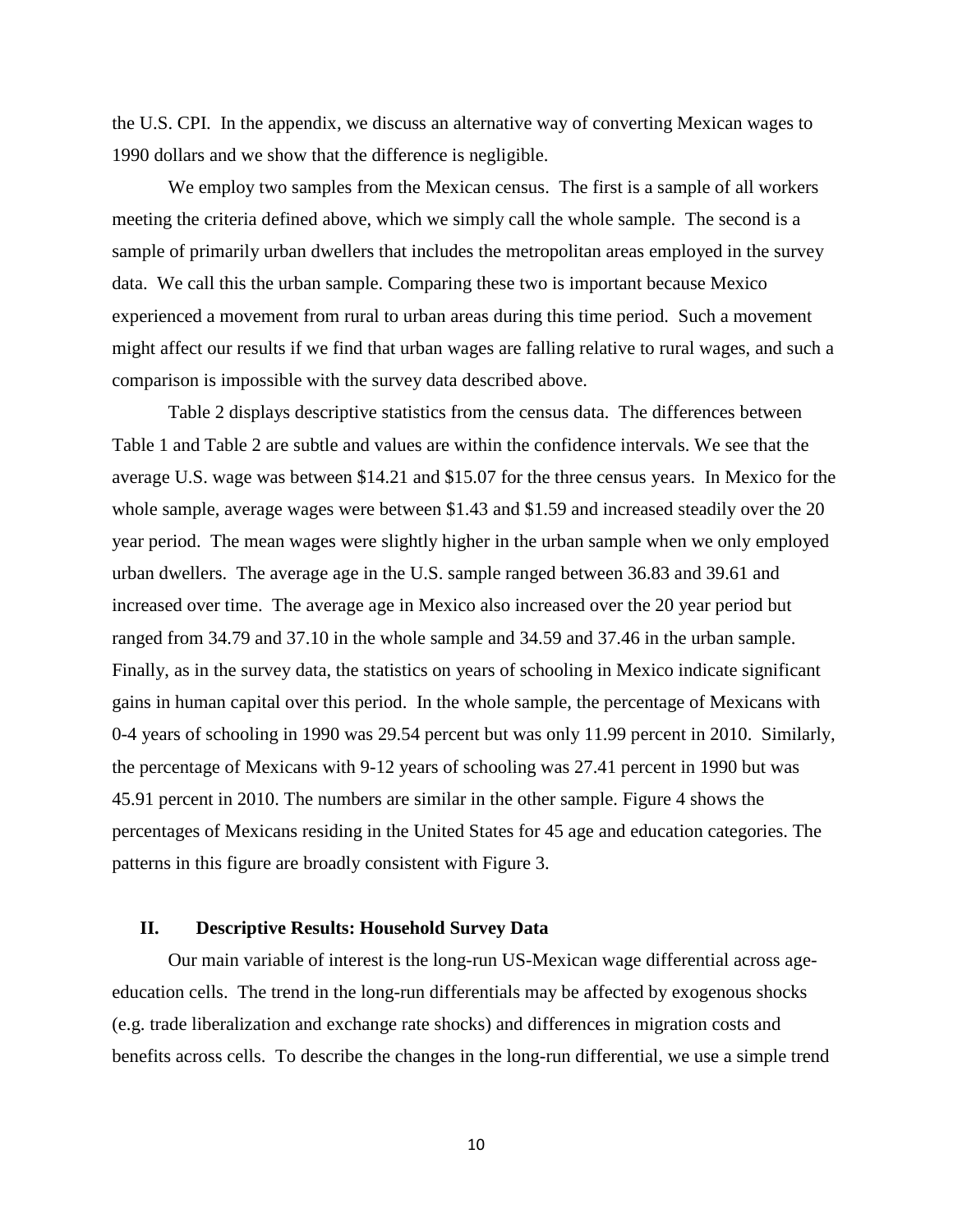the U.S. CPI. In the appendix, we discuss an alternative way of converting Mexican wages to 1990 dollars and we show that the difference is negligible.

We employ two samples from the Mexican census. The first is a sample of all workers meeting the criteria defined above, which we simply call the whole sample. The second is a sample of primarily urban dwellers that includes the metropolitan areas employed in the survey data. We call this the urban sample. Comparing these two is important because Mexico experienced a movement from rural to urban areas during this time period. Such a movement might affect our results if we find that urban wages are falling relative to rural wages, and such a comparison is impossible with the survey data described above.

Table 2 displays descriptive statistics from the census data. The differences between Table 1 and Table 2 are subtle and values are within the confidence intervals. We see that the average U.S. wage was between \$14.21 and \$15.07 for the three census years. In Mexico for the whole sample, average wages were between \$1.43 and \$1.59 and increased steadily over the 20 year period. The mean wages were slightly higher in the urban sample when we only employed urban dwellers. The average age in the U.S. sample ranged between 36.83 and 39.61 and increased over time. The average age in Mexico also increased over the 20 year period but ranged from 34.79 and 37.10 in the whole sample and 34.59 and 37.46 in the urban sample. Finally, as in the survey data, the statistics on years of schooling in Mexico indicate significant gains in human capital over this period. In the whole sample, the percentage of Mexicans with 0-4 years of schooling in 1990 was 29.54 percent but was only 11.99 percent in 2010. Similarly, the percentage of Mexicans with 9-12 years of schooling was 27.41 percent in 1990 but was 45.91 percent in 2010. The numbers are similar in the other sample. Figure 4 shows the percentages of Mexicans residing in the United States for 45 age and education categories. The patterns in this figure are broadly consistent with Figure 3.

## II. Descriptive Results: Household Survey Data

Our main variable of interest is the long-run US-Mexican wage differential across age-education cells. The trend in the long-run differentials may be affected by exogenous shocks (e.g. trade liberalization and exchange rate shocks) and differences in migration costs and benefits across cells. To describe the changes in the long-run differential, we use a simple trend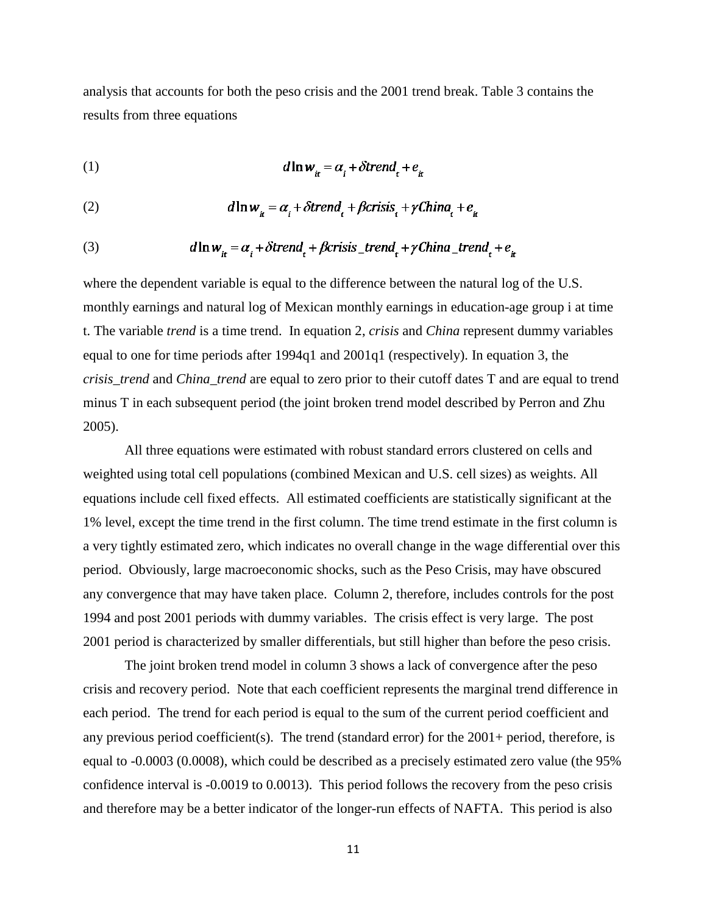analysis that accounts for both the peso crisis and the 2001 trend break. Table 3 contains the results from three equations

(1) $$d\ln w_{it} = \alpha_i + \delta trend_t + e_{it}$$

(2) $$d\ln w_{it} = \alpha_i + \delta trend_t + \beta crisis_t + \gamma China_t + e_{it}$$

(3) $$d\ln w_{it} = \alpha_i + \delta trend_t + \beta crisis\_trend_t + \gamma China\_trend_t + e_{it}$$

where the dependent variable is equal to the difference between the natural log of the U.S. monthly earnings and natural log of Mexican monthly earnings in education-age group i at time t. The variable *trend* is a time trend. In equation 2, *crisis* and *China* represent dummy variables equal to one for time periods after 1994q1 and 2001q1 (respectively). In equation 3, the *crisis_trend* and *China_trend* are equal to zero prior to their cutoff dates T and are equal to trend minus T in each subsequent period (the joint broken trend model described by Perron and Zhu 2005).

All three equations were estimated with robust standard errors clustered on cells and weighted using total cell populations (combined Mexican and U.S. cell sizes) as weights. All equations include cell fixed effects. All estimated coefficients are statistically significant at the 1% level, except the time trend in the first column. The time trend estimate in the first column is a very tightly estimated zero, which indicates no overall change in the wage differential over this period. Obviously, large macroeconomic shocks, such as the Peso Crisis, may have obscured any convergence that may have taken place. Column 2, therefore, includes controls for the post 1994 and post 2001 periods with dummy variables. The crisis effect is very large. The post 2001 period is characterized by smaller differentials, but still higher than before the peso crisis.

The joint broken trend model in column 3 shows a lack of convergence after the peso crisis and recovery period. Note that each coefficient represents the marginal trend difference in each period. The trend for each period is equal to the sum of the current period coefficient and any previous period coefficient(s). The trend (standard error) for the 2001+ period, therefore, is equal to -0.0003 (0.0008), which could be described as a precisely estimated zero value (the 95% confidence interval is -0.0019 to 0.0013). This period follows the recovery from the peso crisis and therefore may be a better indicator of the longer-run effects of NAFTA. This period is also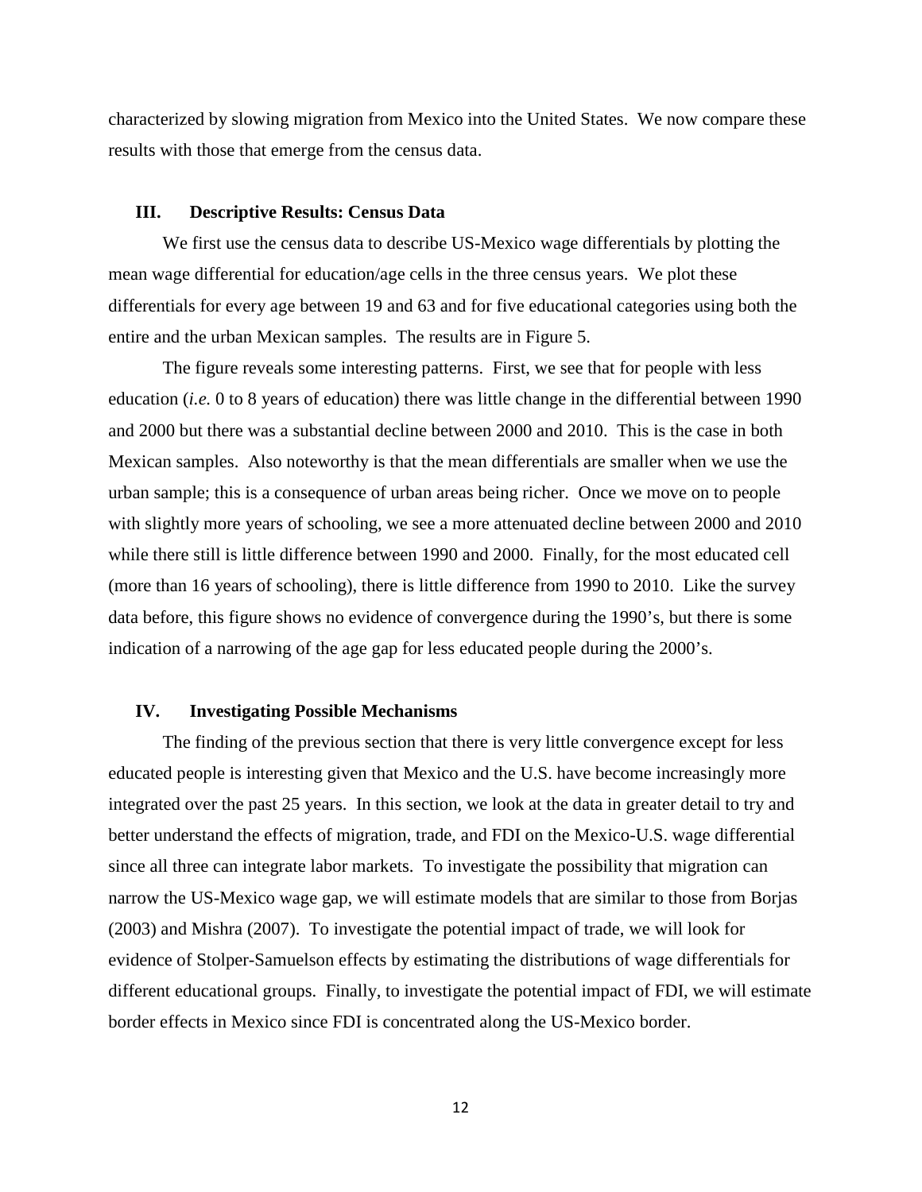characterized by slowing migration from Mexico into the United States. We now compare these results with those that emerge from the census data.

## III. Descriptive Results: Census Data

We first use the census data to describe US-Mexico wage differentials by plotting the mean wage differential for education/age cells in the three census years. We plot these differentials for every age between 19 and 63 and for five educational categories using both the entire and the urban Mexican samples. The results are in Figure 5.

The figure reveals some interesting patterns. First, we see that for people with less education (*i.e.* 0 to 8 years of education) there was little change in the differential between 1990 and 2000 but there was a substantial decline between 2000 and 2010. This is the case in both Mexican samples. Also noteworthy is that the mean differentials are smaller when we use the urban sample; this is a consequence of urban areas being richer. Once we move on to people with slightly more years of schooling, we see a more attenuated decline between 2000 and 2010 while there still is little difference between 1990 and 2000. Finally, for the most educated cell (more than 16 years of schooling), there is little difference from 1990 to 2010. Like the survey data before, this figure shows no evidence of convergence during the 1990's, but there is some indication of a narrowing of the age gap for less educated people during the 2000's.

## IV. Investigating Possible Mechanisms

The finding of the previous section that there is very little convergence except for less educated people is interesting given that Mexico and the U.S. have become increasingly more integrated over the past 25 years. In this section, we look at the data in greater detail to try and better understand the effects of migration, trade, and FDI on the Mexico-U.S. wage differential since all three can integrate labor markets. To investigate the possibility that migration can narrow the US-Mexico wage gap, we will estimate models that are similar to those from Borjas (2003) and Mishra (2007). To investigate the potential impact of trade, we will look for evidence of Stolper-Samuelson effects by estimating the distributions of wage differentials for different educational groups. Finally, to investigate the potential impact of FDI, we will estimate border effects in Mexico since FDI is concentrated along the US-Mexico border.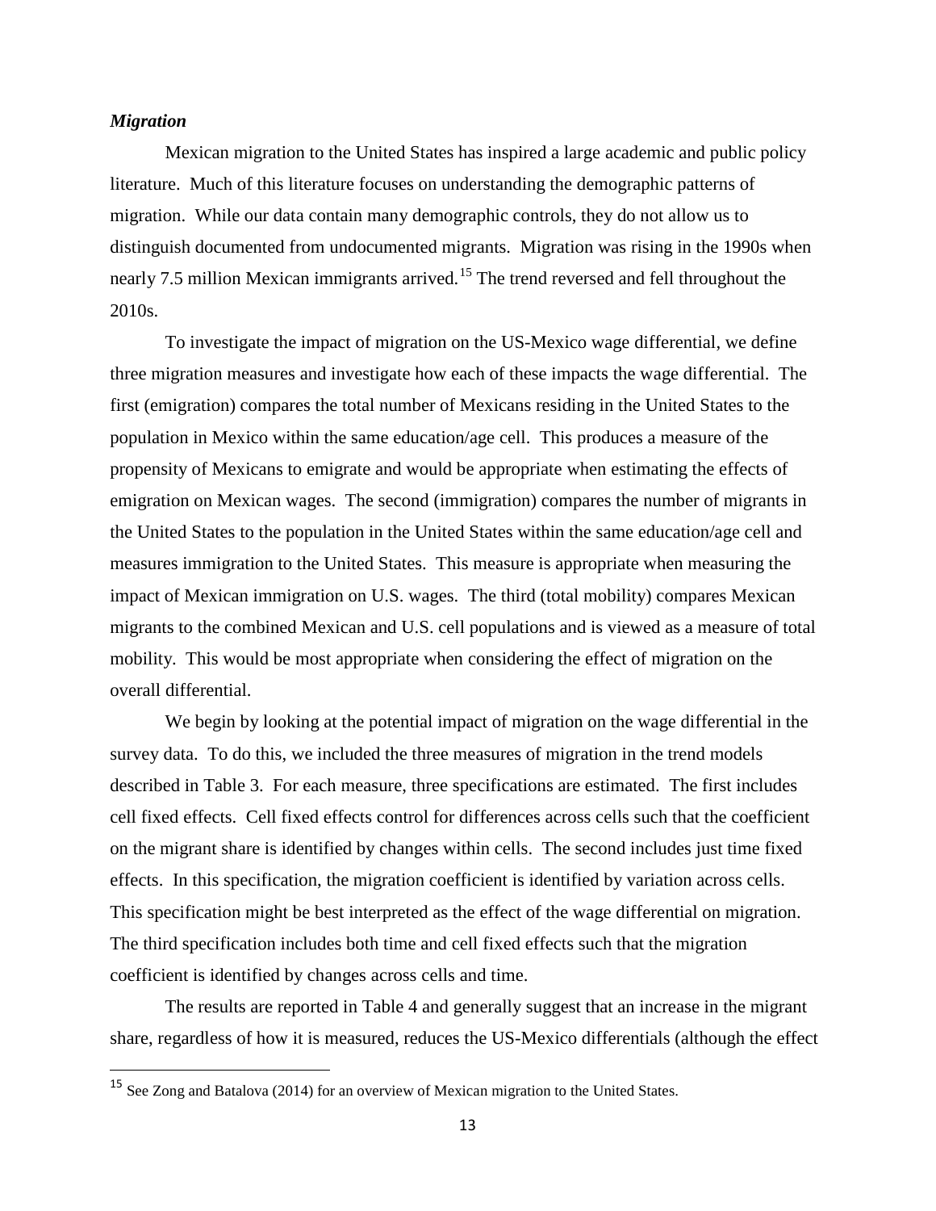### *Migration*

Mexican migration to the United States has inspired a large academic and public policy literature. Much of this literature focuses on understanding the demographic patterns of migration. While our data contain many demographic controls, they do not allow us to distinguish documented from undocumented migrants. Migration was rising in the 1990s when nearly 7.5 million Mexican immigrants arrived.[15] The trend reversed and fell throughout the 2010s.

To investigate the impact of migration on the US-Mexico wage differential, we define three migration measures and investigate how each of these impacts the wage differential. The first (emigration) compares the total number of Mexicans residing in the United States to the population in Mexico within the same education/age cell. This produces a measure of the propensity of Mexicans to emigrate and would be appropriate when estimating the effects of emigration on Mexican wages. The second (immigration) compares the number of migrants in the United States to the population in the United States within the same education/age cell and measures immigration to the United States. This measure is appropriate when measuring the impact of Mexican immigration on U.S. wages. The third (total mobility) compares Mexican migrants to the combined Mexican and U.S. cell populations and is viewed as a measure of total mobility. This would be most appropriate when considering the effect of migration on the overall differential.

We begin by looking at the potential impact of migration on the wage differential in the survey data. To do this, we included the three measures of migration in the trend models described in Table 3. For each measure, three specifications are estimated. The first includes cell fixed effects. Cell fixed effects control for differences across cells such that the coefficient on the migrant share is identified by changes within cells. The second includes just time fixed effects. In this specification, the migration coefficient is identified by variation across cells. This specification might be best interpreted as the effect of the wage differential on migration. The third specification includes both time and cell fixed effects such that the migration coefficient is identified by changes across cells and time.

The results are reported in Table 4 and generally suggest that an increase in the migrant share, regardless of how it is measured, reduces the US-Mexico differentials (although the effect

[15] See Zong and Batalova (2014) for an overview of Mexican migration to the United States.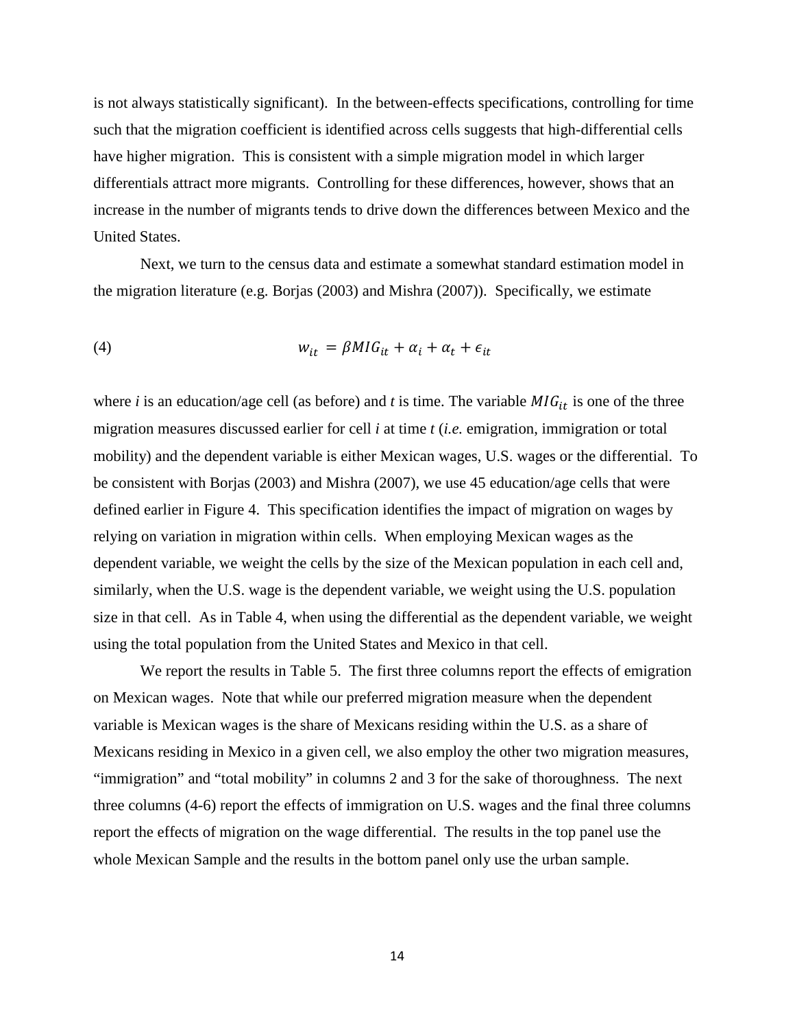is not always statistically significant). In the between-effects specifications, controlling for time such that the migration coefficient is identified across cells suggests that high-differential cells have higher migration. This is consistent with a simple migration model in which larger differentials attract more migrants. Controlling for these differences, however, shows that an increase in the number of migrants tends to drive down the differences between Mexico and the United States.

Next, we turn to the census data and estimate a somewhat standard estimation model in the migration literature (e.g. Borjas (2003) and Mishra (2007)). Specifically, we estimate

$$w_{it} = \beta MIG_{it} + \alpha_i + \alpha_t + \epsilon_{it} \tag{4}$$

where *i* is an education/age cell (as before) and *t* is time. The variable $MIG_{it}$ is one of the three migration measures discussed earlier for cell *i* at time *t* (*i.e.* emigration, immigration or total mobility) and the dependent variable is either Mexican wages, U.S. wages or the differential. To be consistent with Borjas (2003) and Mishra (2007), we use 45 education/age cells that were defined earlier in Figure 4. This specification identifies the impact of migration on wages by relying on variation in migration within cells. When employing Mexican wages as the dependent variable, we weight the cells by the size of the Mexican population in each cell and, similarly, when the U.S. wage is the dependent variable, we weight using the U.S. population size in that cell. As in Table 4, when using the differential as the dependent variable, we weight using the total population from the United States and Mexico in that cell.

We report the results in Table 5. The first three columns report the effects of emigration on Mexican wages. Note that while our preferred migration measure when the dependent variable is Mexican wages is the share of Mexicans residing within the U.S. as a share of Mexicans residing in Mexico in a given cell, we also employ the other two migration measures, "immigration" and "total mobility" in columns 2 and 3 for the sake of thoroughness. The next three columns (4-6) report the effects of immigration on U.S. wages and the final three columns report the effects of migration on the wage differential. The results in the top panel use the whole Mexican Sample and the results in the bottom panel only use the urban sample.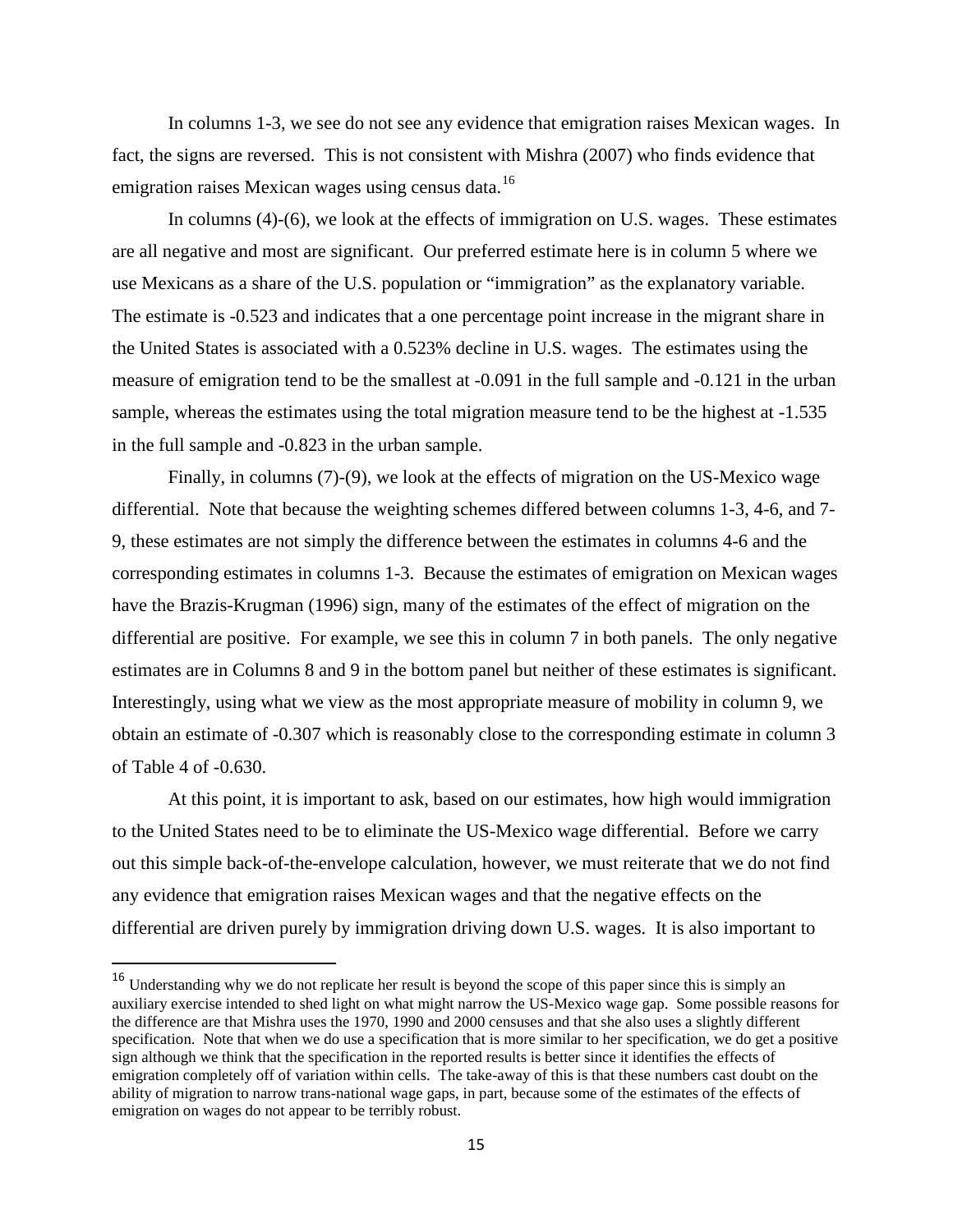In columns 1-3, we see do not see any evidence that emigration raises Mexican wages. In fact, the signs are reversed. This is not consistent with Mishra (2007) who finds evidence that emigration raises Mexican wages using census data.[16]

In columns (4)-(6), we look at the effects of immigration on U.S. wages. These estimates are all negative and most are significant. Our preferred estimate here is in column 5 where we use Mexicans as a share of the U.S. population or "immigration" as the explanatory variable. The estimate is -0.523 and indicates that a one percentage point increase in the migrant share in the United States is associated with a 0.523% decline in U.S. wages. The estimates using the measure of emigration tend to be the smallest at -0.091 in the full sample and -0.121 in the urban sample, whereas the estimates using the total migration measure tend to be the highest at -1.535 in the full sample and -0.823 in the urban sample.

Finally, in columns (7)-(9), we look at the effects of migration on the US-Mexico wage differential. Note that because the weighting schemes differed between columns 1-3, 4-6, and 7-9, these estimates are not simply the difference between the estimates in columns 4-6 and the corresponding estimates in columns 1-3. Because the estimates of emigration on Mexican wages have the Brazis-Krugman (1996) sign, many of the estimates of the effect of migration on the differential are positive. For example, we see this in column 7 in both panels. The only negative estimates are in Columns 8 and 9 in the bottom panel but neither of these estimates is significant. Interestingly, using what we view as the most appropriate measure of mobility in column 9, we obtain an estimate of -0.307 which is reasonably close to the corresponding estimate in column 3 of Table 4 of -0.630.

At this point, it is important to ask, based on our estimates, how high would immigration to the United States need to be to eliminate the US-Mexico wage differential. Before we carry out this simple back-of-the-envelope calculation, however, we must reiterate that we do not find any evidence that emigration raises Mexican wages and that the negative effects on the differential are driven purely by immigration driving down U.S. wages. It is also important to

[16] Understanding why we do not replicate her result is beyond the scope of this paper since this is simply an auxiliary exercise intended to shed light on what might narrow the US-Mexico wage gap. Some possible reasons for the difference are that Mishra uses the 1970, 1990 and 2000 censuses and that she also uses a slightly different specification. Note that when we do use a specification that is more similar to her specification, we do get a positive sign although we think that the specification in the reported results is better since it identifies the effects of emigration completely off of variation within cells. The take-away of this is that these numbers cast doubt on the ability of migration to narrow trans-national wage gaps, in part, because some of the estimates of the effects of emigration on wages do not appear to be terribly robust.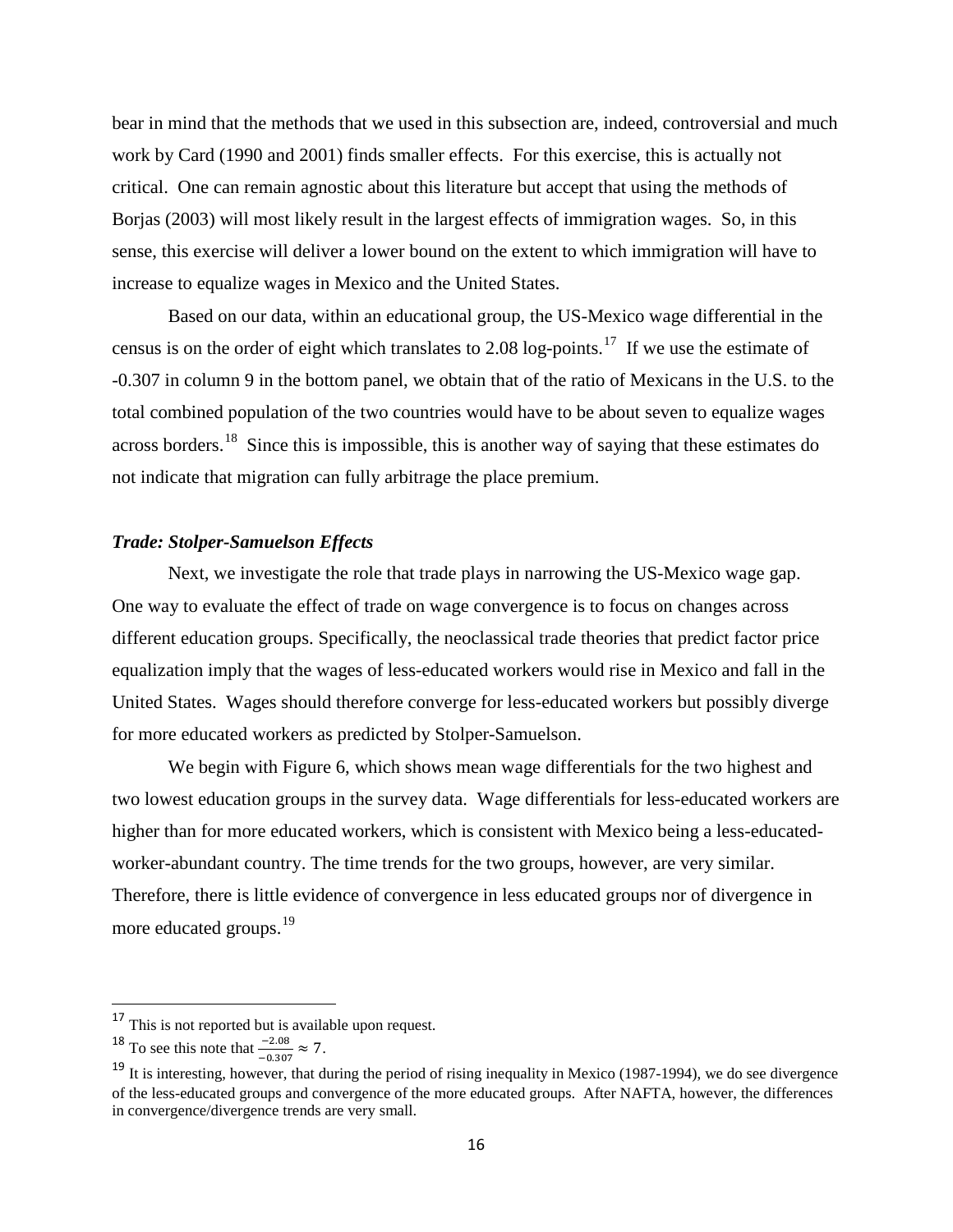bear in mind that the methods that we used in this subsection are, indeed, controversial and much work by Card (1990 and 2001) finds smaller effects. For this exercise, this is actually not critical. One can remain agnostic about this literature but accept that using the methods of Borjas (2003) will most likely result in the largest effects of immigration wages. So, in this sense, this exercise will deliver a lower bound on the extent to which immigration will have to increase to equalize wages in Mexico and the United States.

Based on our data, within an educational group, the US-Mexico wage differential in the census is on the order of eight which translates to 2.08 log-points.[17] If we use the estimate of -0.307 in column 9 in the bottom panel, we obtain that of the ratio of Mexicans in the U.S. to the total combined population of the two countries would have to be about seven to equalize wages across borders.[18] Since this is impossible, this is another way of saying that these estimates do not indicate that migration can fully arbitrage the place premium.

### *Trade: Stolper-Samuelson Effects*

Next, we investigate the role that trade plays in narrowing the US-Mexico wage gap. One way to evaluate the effect of trade on wage convergence is to focus on changes across different education groups. Specifically, the neoclassical trade theories that predict factor price equalization imply that the wages of less-educated workers would rise in Mexico and fall in the United States. Wages should therefore converge for less-educated workers but possibly diverge for more educated workers as predicted by Stolper-Samuelson.

We begin with Figure 6, which shows mean wage differentials for the two highest and two lowest education groups in the survey data. Wage differentials for less-educated workers are higher than for more educated workers, which is consistent with Mexico being a less-educated-worker-abundant country. The time trends for the two groups, however, are very similar. Therefore, there is little evidence of convergence in less educated groups nor of divergence in more educated groups.[19]

---

[17] This is not reported but is available upon request.

[18] To see this note that $\frac{-2.08}{-0.307} \approx 7$.

[19] It is interesting, however, that during the period of rising inequality in Mexico (1987-1994), we do see divergence of the less-educated groups and convergence of the more educated groups. After NAFTA, however, the differences in convergence/divergence trends are very small.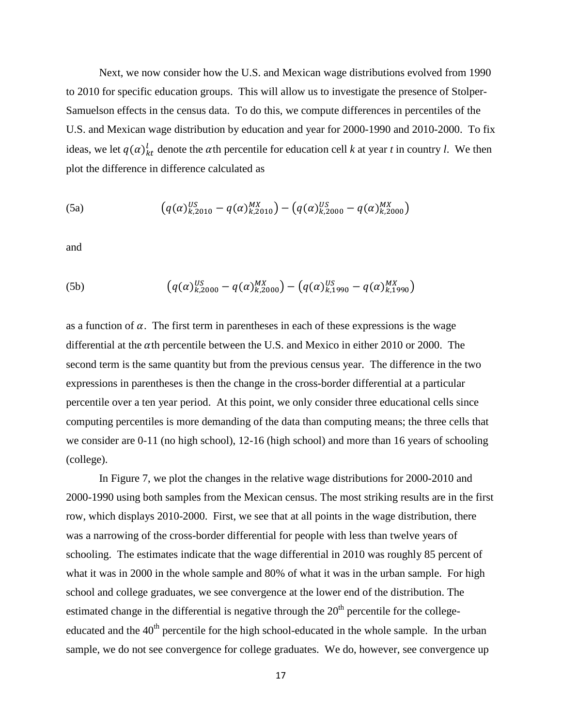Next, we now consider how the U.S. and Mexican wage distributions evolved from 1990 to 2010 for specific education groups. This will allow us to investigate the presence of Stolper-Samuelson effects in the census data. To do this, we compute differences in percentiles of the U.S. and Mexican wage distribution by education and year for 2000-1990 and 2010-2000. To fix ideas, we let $q(\alpha)_{kt}^{l}$ denote the $\alpha$th percentile for education cell *k* at year *t* in country *l*. We then plot the difference in difference calculated as

$$\text{(5a)} \qquad \left(q(\alpha)_{k,2010}^{US} - q(\alpha)_{k,2010}^{MX}\right) - \left(q(\alpha)_{k,2000}^{US} - q(\alpha)_{k,2000}^{MX}\right)$$

and

$$\text{(5b)} \qquad \left(q(\alpha)_{k,2000}^{US} - q(\alpha)_{k,2000}^{MX}\right) - \left(q(\alpha)_{k,1990}^{US} - q(\alpha)_{k,1990}^{MX}\right)$$

as a function of $\alpha$. The first term in parentheses in each of these expressions is the wage differential at the $\alpha$th percentile between the U.S. and Mexico in either 2010 or 2000. The second term is the same quantity but from the previous census year. The difference in the two expressions in parentheses is then the change in the cross-border differential at a particular percentile over a ten year period. At this point, we only consider three educational cells since computing percentiles is more demanding of the data than computing means; the three cells that we consider are 0-11 (no high school), 12-16 (high school) and more than 16 years of schooling (college).

In Figure 7, we plot the changes in the relative wage distributions for 2000-2010 and 2000-1990 using both samples from the Mexican census. The most striking results are in the first row, which displays 2010-2000. First, we see that at all points in the wage distribution, there was a narrowing of the cross-border differential for people with less than twelve years of schooling. The estimates indicate that the wage differential in 2010 was roughly 85 percent of what it was in 2000 in the whole sample and 80% of what it was in the urban sample. For high school and college graduates, we see convergence at the lower end of the distribution. The estimated change in the differential is negative through the 20th percentile for the college-educated and the 40th percentile for the high school-educated in the whole sample. In the urban sample, we do not see convergence for college graduates. We do, however, see convergence up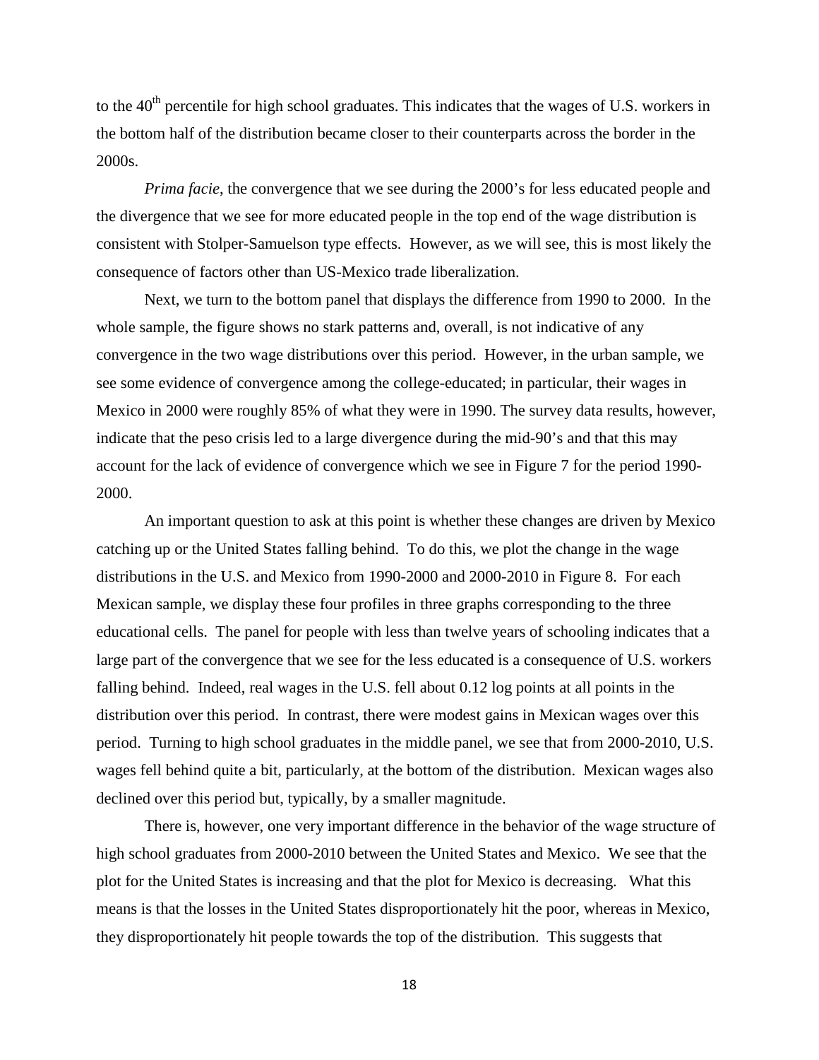to the 40th percentile for high school graduates. This indicates that the wages of U.S. workers in the bottom half of the distribution became closer to their counterparts across the border in the 2000s.

*Prima facie*, the convergence that we see during the 2000's for less educated people and the divergence that we see for more educated people in the top end of the wage distribution is consistent with Stolper-Samuelson type effects. However, as we will see, this is most likely the consequence of factors other than US-Mexico trade liberalization.

Next, we turn to the bottom panel that displays the difference from 1990 to 2000. In the whole sample, the figure shows no stark patterns and, overall, is not indicative of any convergence in the two wage distributions over this period. However, in the urban sample, we see some evidence of convergence among the college-educated; in particular, their wages in Mexico in 2000 were roughly 85% of what they were in 1990. The survey data results, however, indicate that the peso crisis led to a large divergence during the mid-90's and that this may account for the lack of evidence of convergence which we see in Figure 7 for the period 1990-2000.

An important question to ask at this point is whether these changes are driven by Mexico catching up or the United States falling behind. To do this, we plot the change in the wage distributions in the U.S. and Mexico from 1990-2000 and 2000-2010 in Figure 8. For each Mexican sample, we display these four profiles in three graphs corresponding to the three educational cells. The panel for people with less than twelve years of schooling indicates that a large part of the convergence that we see for the less educated is a consequence of U.S. workers falling behind. Indeed, real wages in the U.S. fell about 0.12 log points at all points in the distribution over this period. In contrast, there were modest gains in Mexican wages over this period. Turning to high school graduates in the middle panel, we see that from 2000-2010, U.S. wages fell behind quite a bit, particularly, at the bottom of the distribution. Mexican wages also declined over this period but, typically, by a smaller magnitude.

There is, however, one very important difference in the behavior of the wage structure of high school graduates from 2000-2010 between the United States and Mexico. We see that the plot for the United States is increasing and that the plot for Mexico is decreasing. What this means is that the losses in the United States disproportionately hit the poor, whereas in Mexico, they disproportionately hit people towards the top of the distribution. This suggests that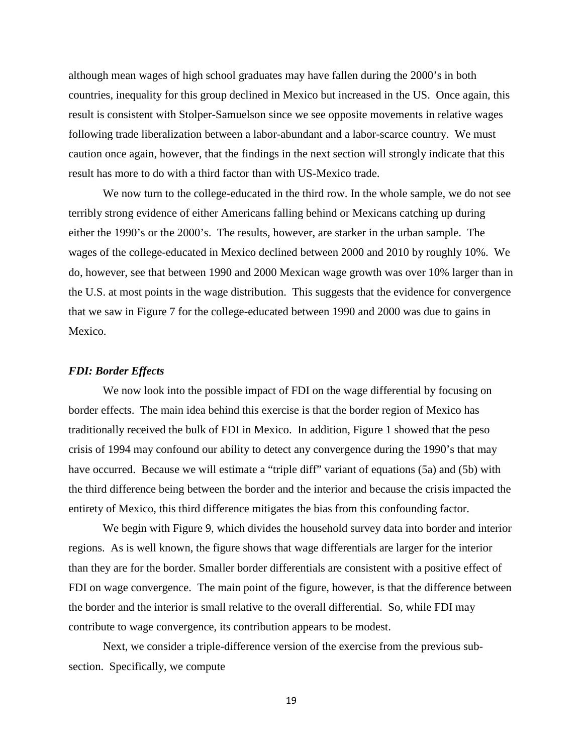although mean wages of high school graduates may have fallen during the 2000's in both countries, inequality for this group declined in Mexico but increased in the US. Once again, this result is consistent with Stolper-Samuelson since we see opposite movements in relative wages following trade liberalization between a labor-abundant and a labor-scarce country. We must caution once again, however, that the findings in the next section will strongly indicate that this result has more to do with a third factor than with US-Mexico trade.

We now turn to the college-educated in the third row. In the whole sample, we do not see terribly strong evidence of either Americans falling behind or Mexicans catching up during either the 1990's or the 2000's. The results, however, are starker in the urban sample. The wages of the college-educated in Mexico declined between 2000 and 2010 by roughly 10%. We do, however, see that between 1990 and 2000 Mexican wage growth was over 10% larger than in the U.S. at most points in the wage distribution. This suggests that the evidence for convergence that we saw in Figure 7 for the college-educated between 1990 and 2000 was due to gains in Mexico.

### *FDI: Border Effects*

We now look into the possible impact of FDI on the wage differential by focusing on border effects. The main idea behind this exercise is that the border region of Mexico has traditionally received the bulk of FDI in Mexico. In addition, Figure 1 showed that the peso crisis of 1994 may confound our ability to detect any convergence during the 1990's that may have occurred. Because we will estimate a "triple diff" variant of equations (5a) and (5b) with the third difference being between the border and the interior and because the crisis impacted the entirety of Mexico, this third difference mitigates the bias from this confounding factor.

We begin with Figure 9, which divides the household survey data into border and interior regions. As is well known, the figure shows that wage differentials are larger for the interior than they are for the border. Smaller border differentials are consistent with a positive effect of FDI on wage convergence. The main point of the figure, however, is that the difference between the border and the interior is small relative to the overall differential. So, while FDI may contribute to wage convergence, its contribution appears to be modest.

Next, we consider a triple-difference version of the exercise from the previous sub-section. Specifically, we compute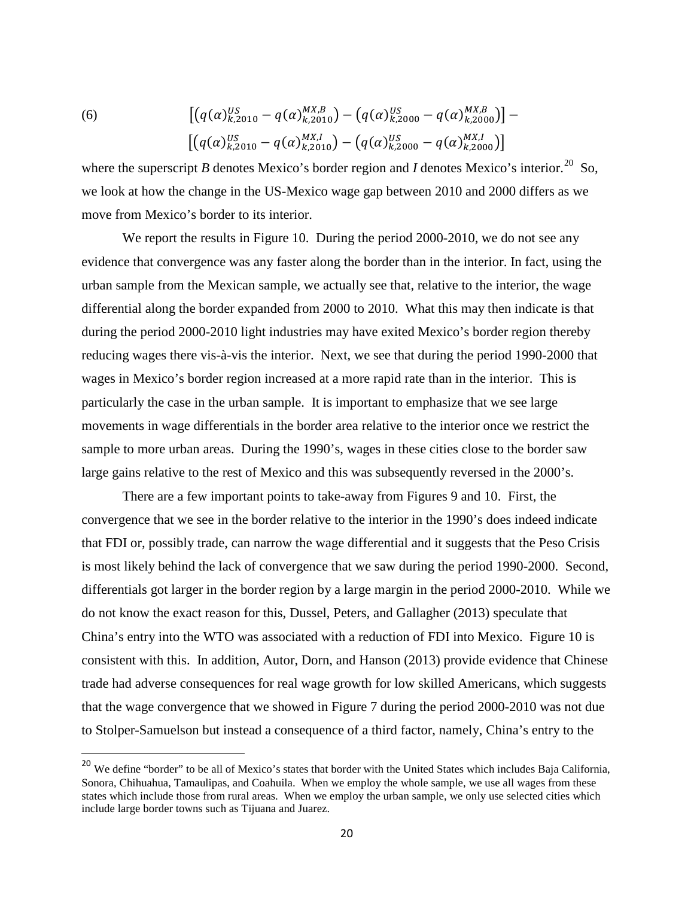$$
(6) \qquad \left[\left(q(\alpha)_{k,2010}^{US} - q(\alpha)_{k,2010}^{MX,B}\right) - \left(q(\alpha)_{k,2000}^{US} - q(\alpha)_{k,2000}^{MX,B}\right)\right] - \left[\left(q(\alpha)_{k,2010}^{US} - q(\alpha)_{k,2010}^{MX,I}\right) - \left(q(\alpha)_{k,2000}^{US} - q(\alpha)_{k,2000}^{MX,I}\right)\right]
$$

where the superscript *B* denotes Mexico's border region and *I* denotes Mexico's interior.[20] So, we look at how the change in the US-Mexico wage gap between 2010 and 2000 differs as we move from Mexico's border to its interior.

We report the results in Figure 10. During the period 2000-2010, we do not see any evidence that convergence was any faster along the border than in the interior. In fact, using the urban sample from the Mexican sample, we actually see that, relative to the interior, the wage differential along the border expanded from 2000 to 2010. What this may then indicate is that during the period 2000-2010 light industries may have exited Mexico's border region thereby reducing wages there vis-à-vis the interior. Next, we see that during the period 1990-2000 that wages in Mexico's border region increased at a more rapid rate than in the interior. This is particularly the case in the urban sample. It is important to emphasize that we see large movements in wage differentials in the border area relative to the interior once we restrict the sample to more urban areas. During the 1990's, wages in these cities close to the border saw large gains relative to the rest of Mexico and this was subsequently reversed in the 2000's.

There are a few important points to take-away from Figures 9 and 10. First, the convergence that we see in the border relative to the interior in the 1990's does indeed indicate that FDI or, possibly trade, can narrow the wage differential and it suggests that the Peso Crisis is most likely behind the lack of convergence that we saw during the period 1990-2000. Second, differentials got larger in the border region by a large margin in the period 2000-2010. While we do not know the exact reason for this, Dussel, Peters, and Gallagher (2013) speculate that China's entry into the WTO was associated with a reduction of FDI into Mexico. Figure 10 is consistent with this. In addition, Autor, Dorn, and Hanson (2013) provide evidence that Chinese trade had adverse consequences for real wage growth for low skilled Americans, which suggests that the wage convergence that we showed in Figure 7 during the period 2000-2010 was not due to Stolper-Samuelson but instead a consequence of a third factor, namely, China's entry to the

---

[20] We define "border" to be all of Mexico's states that border with the United States which includes Baja California, Sonora, Chihuahua, Tamaulipas, and Coahuila. When we employ the whole sample, we use all wages from these states which include those from rural areas. When we employ the urban sample, we only use selected cities which include large border towns such as Tijuana and Juarez.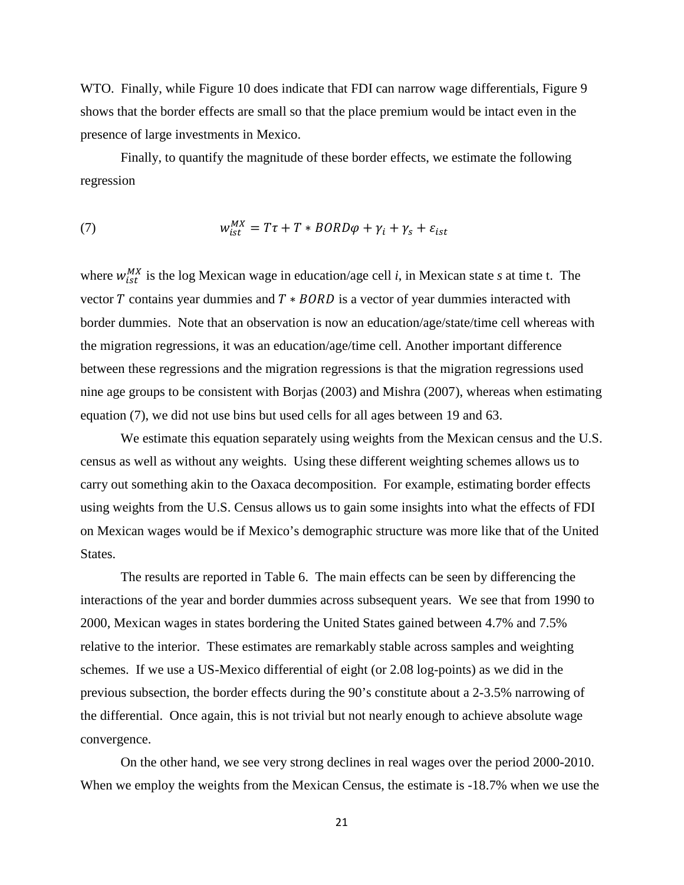WTO. Finally, while Figure 10 does indicate that FDI can narrow wage differentials, Figure 9 shows that the border effects are small so that the place premium would be intact even in the presence of large investments in Mexico.

Finally, to quantify the magnitude of these border effects, we estimate the following regression

$$w_{ist}^{MX} = T\tau + T * BORD\varphi + \gamma_i + \gamma_s + \varepsilon_{ist} \tag{7}$$

where $w_{ist}^{MX}$ is the log Mexican wage in education/age cell *i*, in Mexican state *s* at time t. The vector $T$ contains year dummies and $T * BORD$ is a vector of year dummies interacted with border dummies. Note that an observation is now an education/age/state/time cell whereas with the migration regressions, it was an education/age/time cell. Another important difference between these regressions and the migration regressions is that the migration regressions used nine age groups to be consistent with Borjas (2003) and Mishra (2007), whereas when estimating equation (7), we did not use bins but used cells for all ages between 19 and 63.

We estimate this equation separately using weights from the Mexican census and the U.S. census as well as without any weights. Using these different weighting schemes allows us to carry out something akin to the Oaxaca decomposition. For example, estimating border effects using weights from the U.S. Census allows us to gain some insights into what the effects of FDI on Mexican wages would be if Mexico's demographic structure was more like that of the United States.

The results are reported in Table 6. The main effects can be seen by differencing the interactions of the year and border dummies across subsequent years. We see that from 1990 to 2000, Mexican wages in states bordering the United States gained between 4.7% and 7.5% relative to the interior. These estimates are remarkably stable across samples and weighting schemes. If we use a US-Mexico differential of eight (or 2.08 log-points) as we did in the previous subsection, the border effects during the 90's constitute about a 2-3.5% narrowing of the differential. Once again, this is not trivial but not nearly enough to achieve absolute wage convergence.

On the other hand, we see very strong declines in real wages over the period 2000-2010. When we employ the weights from the Mexican Census, the estimate is -18.7% when we use the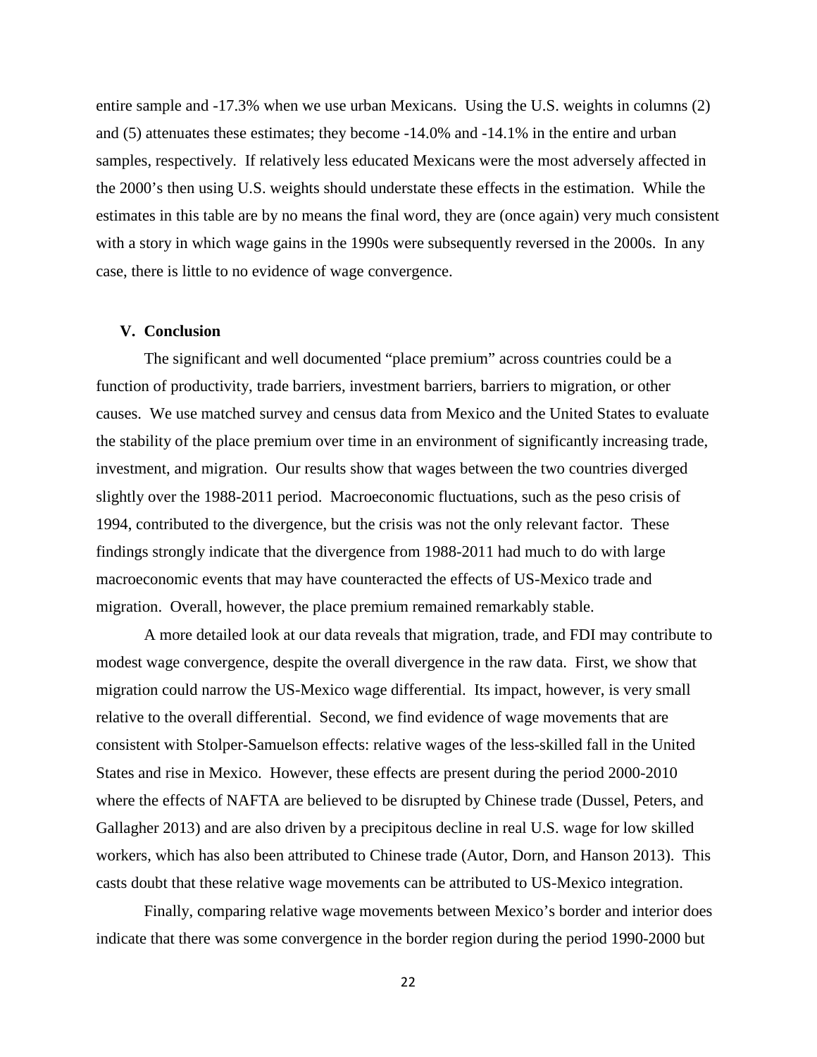entire sample and -17.3% when we use urban Mexicans. Using the U.S. weights in columns (2) and (5) attenuates these estimates; they become -14.0% and -14.1% in the entire and urban samples, respectively. If relatively less educated Mexicans were the most adversely affected in the 2000's then using U.S. weights should understate these effects in the estimation. While the estimates in this table are by no means the final word, they are (once again) very much consistent with a story in which wage gains in the 1990s were subsequently reversed in the 2000s. In any case, there is little to no evidence of wage convergence.

## V. Conclusion

The significant and well documented "place premium" across countries could be a function of productivity, trade barriers, investment barriers, barriers to migration, or other causes. We use matched survey and census data from Mexico and the United States to evaluate the stability of the place premium over time in an environment of significantly increasing trade, investment, and migration. Our results show that wages between the two countries diverged slightly over the 1988-2011 period. Macroeconomic fluctuations, such as the peso crisis of 1994, contributed to the divergence, but the crisis was not the only relevant factor. These findings strongly indicate that the divergence from 1988-2011 had much to do with large macroeconomic events that may have counteracted the effects of US-Mexico trade and migration. Overall, however, the place premium remained remarkably stable.

A more detailed look at our data reveals that migration, trade, and FDI may contribute to modest wage convergence, despite the overall divergence in the raw data. First, we show that migration could narrow the US-Mexico wage differential. Its impact, however, is very small relative to the overall differential. Second, we find evidence of wage movements that are consistent with Stolper-Samuelson effects: relative wages of the less-skilled fall in the United States and rise in Mexico. However, these effects are present during the period 2000-2010 where the effects of NAFTA are believed to be disrupted by Chinese trade (Dussel, Peters, and Gallagher 2013) and are also driven by a precipitous decline in real U.S. wage for low skilled workers, which has also been attributed to Chinese trade (Autor, Dorn, and Hanson 2013). This casts doubt that these relative wage movements can be attributed to US-Mexico integration.

Finally, comparing relative wage movements between Mexico's border and interior does indicate that there was some convergence in the border region during the period 1990-2000 but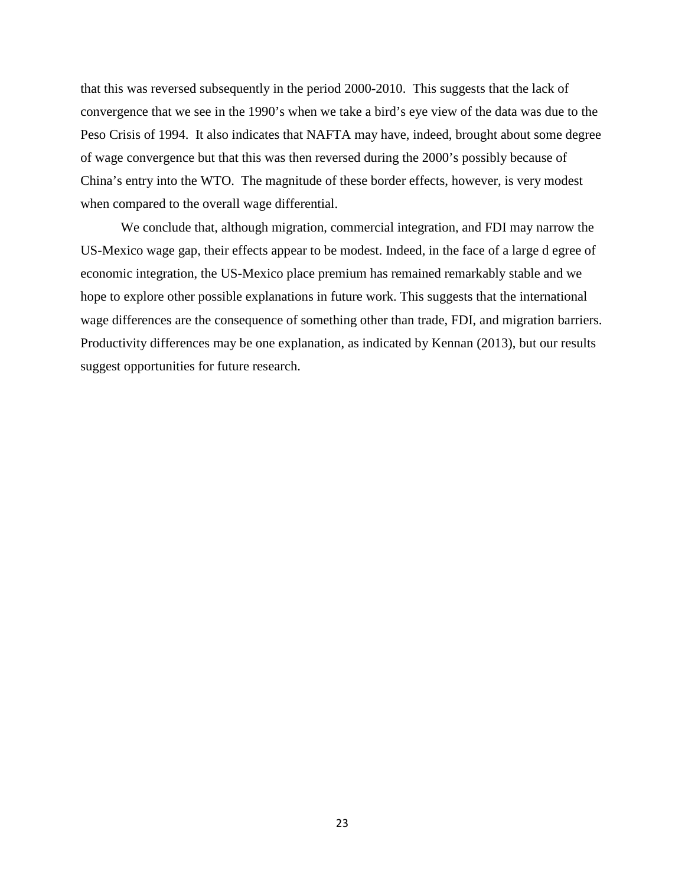that this was reversed subsequently in the period 2000-2010. This suggests that the lack of convergence that we see in the 1990's when we take a bird's eye view of the data was due to the Peso Crisis of 1994. It also indicates that NAFTA may have, indeed, brought about some degree of wage convergence but that this was then reversed during the 2000's possibly because of China's entry into the WTO. The magnitude of these border effects, however, is very modest when compared to the overall wage differential.

We conclude that, although migration, commercial integration, and FDI may narrow the US-Mexico wage gap, their effects appear to be modest. Indeed, in the face of a large d egree of economic integration, the US-Mexico place premium has remained remarkably stable and we hope to explore other possible explanations in future work. This suggests that the international wage differences are the consequence of something other than trade, FDI, and migration barriers. Productivity differences may be one explanation, as indicated by Kennan (2013), but our results suggest opportunities for future research.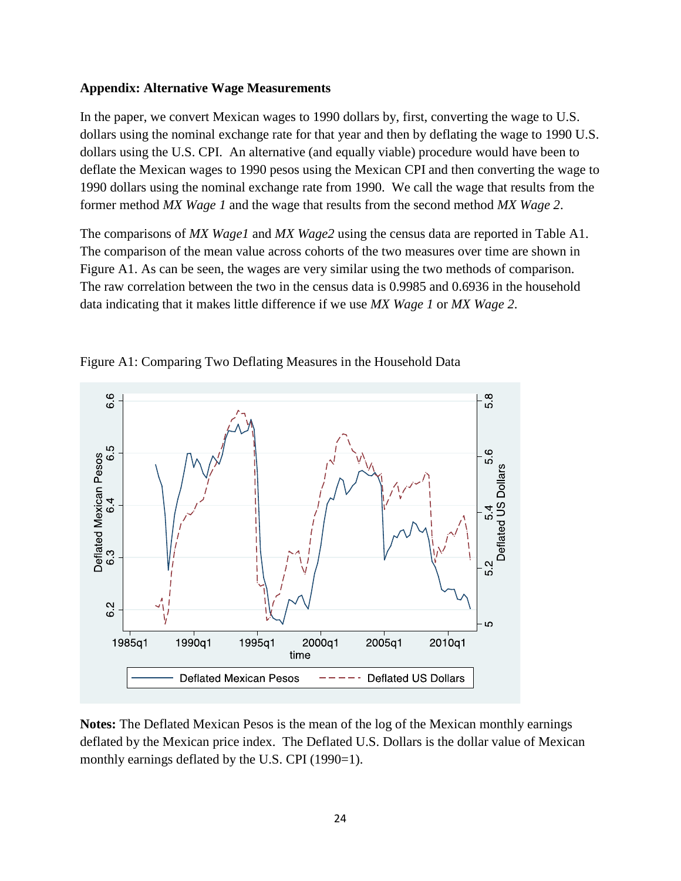**Appendix: Alternative Wage Measurements**

In the paper, we convert Mexican wages to 1990 dollars by, first, converting the wage to U.S. dollars using the nominal exchange rate for that year and then by deflating the wage to 1990 U.S. dollars using the U.S. CPI. An alternative (and equally viable) procedure would have been to deflate the Mexican wages to 1990 pesos using the Mexican CPI and then converting the wage to 1990 dollars using the nominal exchange rate from 1990. We call the wage that results from the former method *MX Wage 1* and the wage that results from the second method *MX Wage 2*.

The comparisons of *MX Wage1* and *MX Wage2* using the census data are reported in Table A1. The comparison of the mean value across cohorts of the two measures over time are shown in Figure A1. As can be seen, the wages are very similar using the two methods of comparison. The raw correlation between the two in the census data is 0.9985 and 0.6936 in the household data indicating that it makes little difference if we use *MX Wage 1* or *MX Wage 2*.

Figure A1: Comparing Two Deflating Measures in the Household Data

**Notes:** The Deflated Mexican Pesos is the mean of the log of the Mexican monthly earnings deflated by the Mexican price index. The Deflated U.S. Dollars is the dollar value of Mexican monthly earnings deflated by the U.S. CPI (1990=1).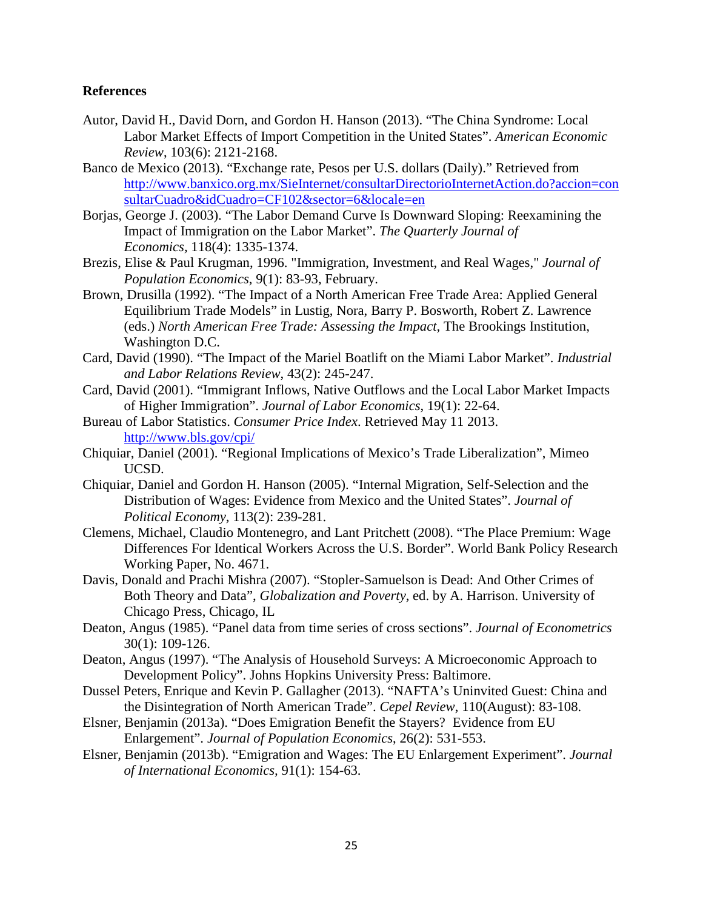**References**

Autor, David H., David Dorn, and Gordon H. Hanson (2013). “The China Syndrome: Local Labor Market Effects of Import Competition in the United States”. *American Economic Review*, 103(6): 2121-2168.

Banco de Mexico (2013). “Exchange rate, Pesos per U.S. dollars (Daily).” Retrieved from http://www.banxico.org.mx/SieInternet/consultarDirectorioInternetAction.do?accion=consultarCuadro&idCuadro=CF102&sector=6&locale=en

Borjas, George J. (2003). “The Labor Demand Curve Is Downward Sloping: Reexamining the Impact of Immigration on the Labor Market”. *The Quarterly Journal of Economics*, 118(4): 1335-1374.

Brezis, Elise & Paul Krugman, 1996. "Immigration, Investment, and Real Wages," *Journal of Population Economics*, 9(1): 83-93, February.

Brown, Drusilla (1992). “The Impact of a North American Free Trade Area: Applied General Equilibrium Trade Models” in Lustig, Nora, Barry P. Bosworth, Robert Z. Lawrence (eds.) *North American Free Trade: Assessing the Impact,* The Brookings Institution, Washington D.C.

Card, David (1990). “The Impact of the Mariel Boatlift on the Miami Labor Market”. *Industrial and Labor Relations Review*, 43(2): 245-247.

Card, David (2001). “Immigrant Inflows, Native Outflows and the Local Labor Market Impacts of Higher Immigration”. *Journal of Labor Economics*, 19(1): 22-64.

Bureau of Labor Statistics. *Consumer Price Index*. Retrieved May 11 2013. http://www.bls.gov/cpi/

Chiquiar, Daniel (2001). “Regional Implications of Mexico’s Trade Liberalization”, Mimeo UCSD.

Chiquiar, Daniel and Gordon H. Hanson (2005). “Internal Migration, Self-Selection and the Distribution of Wages: Evidence from Mexico and the United States”. *Journal of Political Economy*, 113(2): 239-281.

Clemens, Michael, Claudio Montenegro, and Lant Pritchett (2008). “The Place Premium: Wage Differences For Identical Workers Across the U.S. Border”. World Bank Policy Research Working Paper, No. 4671.

Davis, Donald and Prachi Mishra (2007). “Stopler-Samuelson is Dead: And Other Crimes of Both Theory and Data”, *Globalization and Poverty*, ed. by A. Harrison. University of Chicago Press, Chicago, IL

Deaton, Angus (1985). “Panel data from time series of cross sections”. *Journal of Econometrics* 30(1): 109-126.

Deaton, Angus (1997). “The Analysis of Household Surveys: A Microeconomic Approach to Development Policy”. Johns Hopkins University Press: Baltimore.

Dussel Peters, Enrique and Kevin P. Gallagher (2013). “NAFTA’s Uninvited Guest: China and the Disintegration of North American Trade”. *Cepel Review*, 110(August): 83-108.

Elsner, Benjamin (2013a). “Does Emigration Benefit the Stayers? Evidence from EU Enlargement”. *Journal of Population Economics*, 26(2): 531-553.

Elsner, Benjamin (2013b). “Emigration and Wages: The EU Enlargement Experiment”. *Journal of International Economics,* 91(1): 154-63.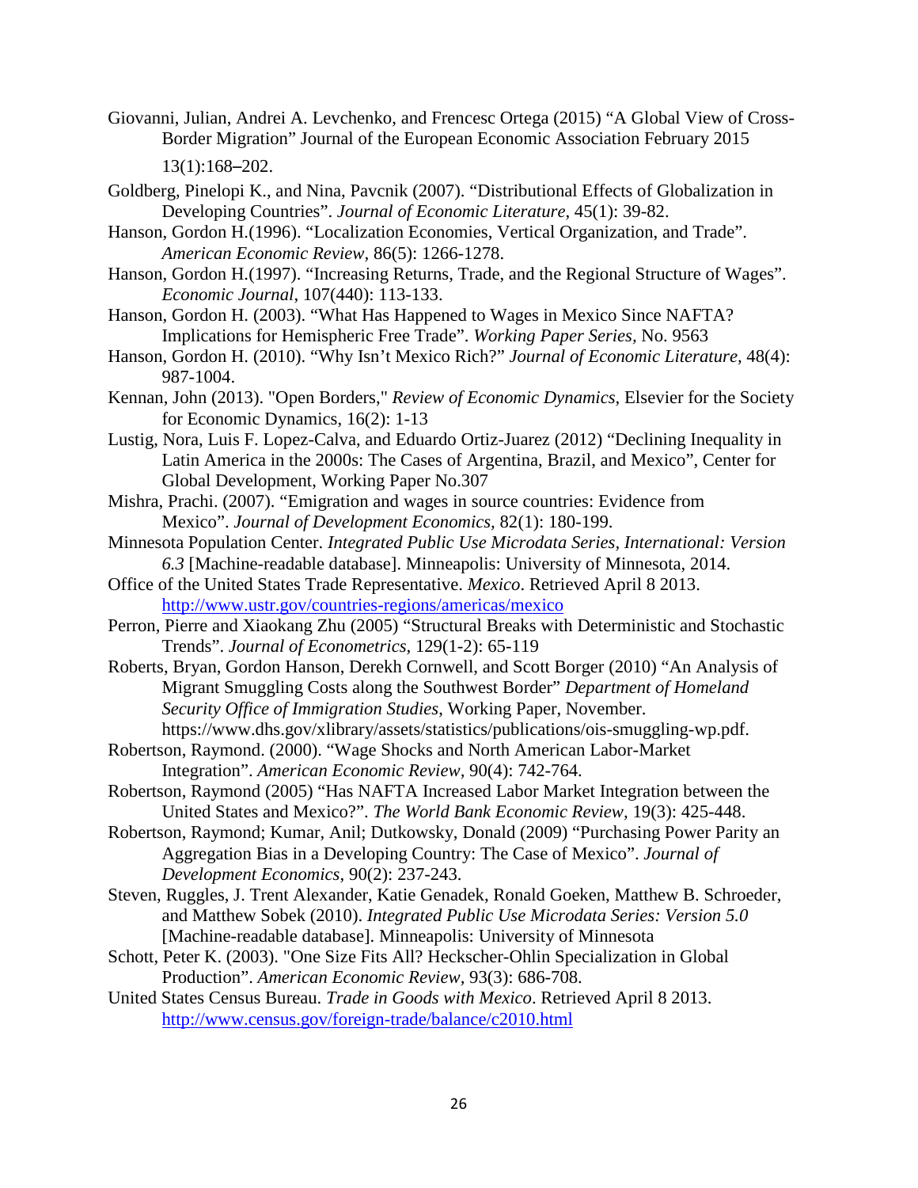Giovanni, Julian, Andrei A. Levchenko, and Frencesc Ortega (2015) "A Global View of Cross-Border Migration" Journal of the European Economic Association February 2015 13(1):168–202.

Goldberg, Pinelopi K., and Nina, Pavcnik (2007). "Distributional Effects of Globalization in Developing Countries". *Journal of Economic Literature*, 45(1): 39-82.

Hanson, Gordon H.(1996). "Localization Economies, Vertical Organization, and Trade". *American Economic Review,* 86(5): 1266-1278.

Hanson, Gordon H.(1997). "Increasing Returns, Trade, and the Regional Structure of Wages". *Economic Journal*, 107(440): 113-133.

Hanson, Gordon H. (2003). "What Has Happened to Wages in Mexico Since NAFTA? Implications for Hemispheric Free Trade". *Working Paper Series,* No. 9563

Hanson, Gordon H. (2010). "Why Isn't Mexico Rich?" *Journal of Economic Literature,* 48(4): 987-1004.

Kennan, John (2013). "Open Borders," *Review of Economic Dynamics*, Elsevier for the Society for Economic Dynamics, 16(2): 1-13

Lustig, Nora, Luis F. Lopez-Calva, and Eduardo Ortiz-Juarez (2012) "Declining Inequality in Latin America in the 2000s: The Cases of Argentina, Brazil, and Mexico", Center for Global Development, Working Paper No.307

Mishra, Prachi. (2007). "Emigration and wages in source countries: Evidence from Mexico". *Journal of Development Economics,* 82(1): 180-199.

Minnesota Population Center. *Integrated Public Use Microdata Series, International: Version 6.3* [Machine-readable database]. Minneapolis: University of Minnesota, 2014.

Office of the United States Trade Representative. *Mexico*. Retrieved April 8 2013. http://www.ustr.gov/countries-regions/americas/mexico

Perron, Pierre and Xiaokang Zhu (2005) "Structural Breaks with Deterministic and Stochastic Trends". *Journal of Econometrics,* 129(1-2): 65-119

Roberts, Bryan, Gordon Hanson, Derekh Cornwell, and Scott Borger (2010) "An Analysis of Migrant Smuggling Costs along the Southwest Border" *Department of Homeland Security Office of Immigration Studies*, Working Paper, November. https://www.dhs.gov/xlibrary/assets/statistics/publications/ois-smuggling-wp.pdf.

Robertson, Raymond. (2000). "Wage Shocks and North American Labor-Market Integration". *American Economic Review,* 90(4): 742-764.

Robertson, Raymond (2005) "Has NAFTA Increased Labor Market Integration between the United States and Mexico?". *The World Bank Economic Review,* 19(3): 425-448.

Robertson, Raymond; Kumar, Anil; Dutkowsky, Donald (2009) "Purchasing Power Parity an Aggregation Bias in a Developing Country: The Case of Mexico". *Journal of Development Economics*, 90(2): 237-243.

Steven, Ruggles, J. Trent Alexander, Katie Genadek, Ronald Goeken, Matthew B. Schroeder, and Matthew Sobek (2010). *Integrated Public Use Microdata Series: Version 5.0* [Machine-readable database]. Minneapolis: University of Minnesota

Schott, Peter K. (2003). "One Size Fits All? Heckscher-Ohlin Specialization in Global Production". *American Economic Review*, 93(3): 686-708.

United States Census Bureau. *Trade in Goods with Mexico*. Retrieved April 8 2013. http://www.census.gov/foreign-trade/balance/c2010.html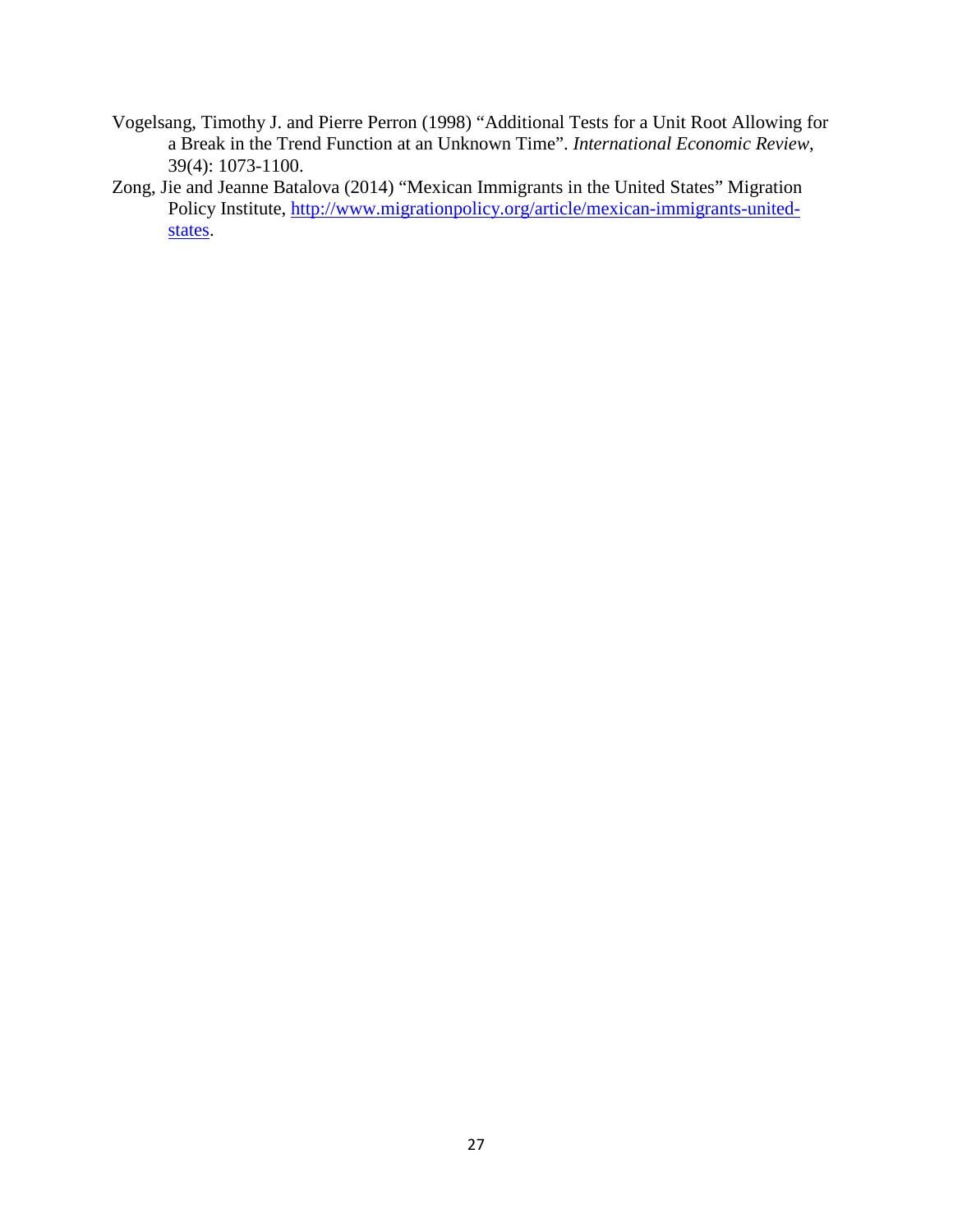Vogelsang, Timothy J. and Pierre Perron (1998) "Additional Tests for a Unit Root Allowing for a Break in the Trend Function at an Unknown Time". *International Economic Review*, 39(4): 1073-1100.

Zong, Jie and Jeanne Batalova (2014) "Mexican Immigrants in the United States" Migration Policy Institute, [http://www.migrationpolicy.org/article/mexican-immigrants-united-states](http://www.migrationpolicy.org/article/mexican-immigrants-united-states).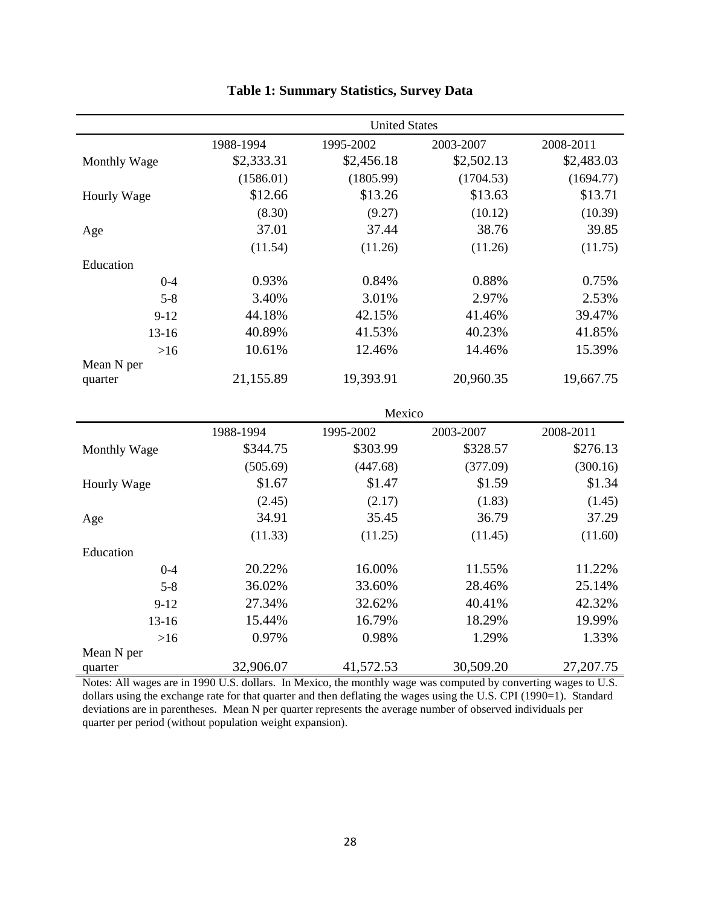**Table 1: Summary Statistics, Survey Data**

| | United States | | | |
|---|---|---|---|---|
| | 1988-1994 | 1995-2002 | 2003-2007 | 2008-2011 |
| Monthly Wage | $2,333.31 | $2,456.18 | $2,502.13 | $2,483.03 |
| | (1586.01) | (1805.99) | (1704.53) | (1694.77) |
| Hourly Wage | $12.66 | $13.26 | $13.63 | $13.71 |
| | (8.30) | (9.27) | (10.12) | (10.39) |
| Age | 37.01 | 37.44 | 38.76 | 39.85 |
| | (11.54) | (11.26) | (11.26) | (11.75) |
| Education | | | | |
| 0-4 | 0.93% | 0.84% | 0.88% | 0.75% |
| 5-8 | 3.40% | 3.01% | 2.97% | 2.53% |
| 9-12 | 44.18% | 42.15% | 41.46% | 39.47% |
| 13-16 | 40.89% | 41.53% | 40.23% | 41.85% |
| >16 | 10.61% | 12.46% | 14.46% | 15.39% |
| Mean N per quarter | 21,155.89 | 19,393.91 | 20,960.35 | 19,667.75 |

| | Mexico | | | |
|---|---|---|---|---|
| | 1988-1994 | 1995-2002 | 2003-2007 | 2008-2011 |
| Monthly Wage | $344.75 | $303.99 | $328.57 | $276.13 |
| | (505.69) | (447.68) | (377.09) | (300.16) |
| Hourly Wage | $1.67 | $1.47 | $1.59 | $1.34 |
| | (2.45) | (2.17) | (1.83) | (1.45) |
| Age | 34.91 | 35.45 | 36.79 | 37.29 |
| | (11.33) | (11.25) | (11.45) | (11.60) |
| Education | | | | |
| 0-4 | 20.22% | 16.00% | 11.55% | 11.22% |
| 5-8 | 36.02% | 33.60% | 28.46% | 25.14% |
| 9-12 | 27.34% | 32.62% | 40.41% | 42.32% |
| 13-16 | 15.44% | 16.79% | 18.29% | 19.99% |
| >16 | 0.97% | 0.98% | 1.29% | 1.33% |
| Mean N per quarter | 32,906.07 | 41,572.53 | 30,509.20 | 27,207.75 |

Notes: All wages are in 1990 U.S. dollars. In Mexico, the monthly wage was computed by converting wages to U.S. dollars using the exchange rate for that quarter and then deflating the wages using the U.S. CPI (1990=1). Standard deviations are in parentheses. Mean N per quarter represents the average number of observed individuals per quarter per period (without population weight expansion).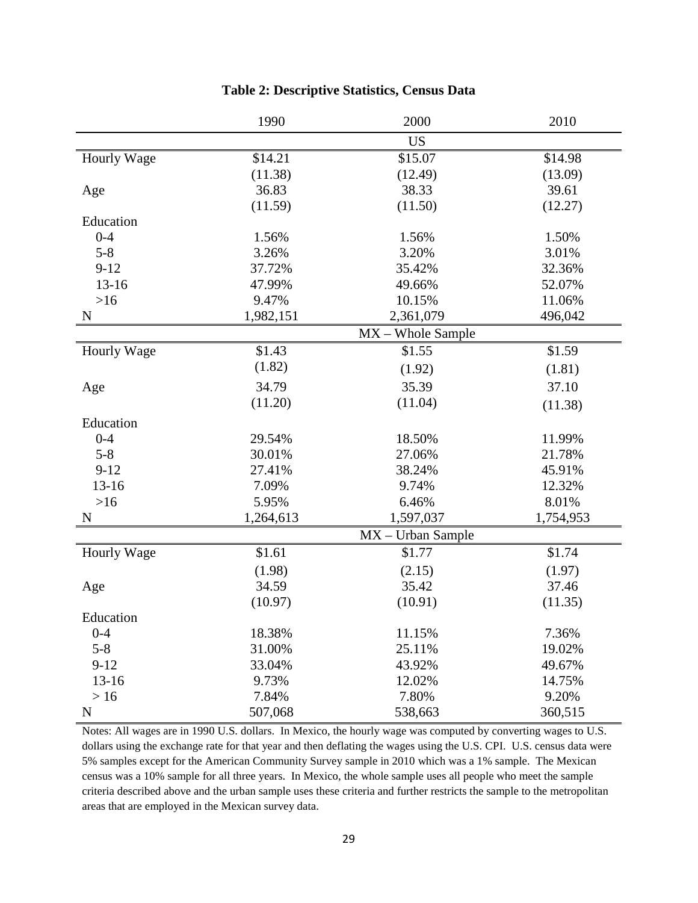**Table 2: Descriptive Statistics, Census Data**

| | 1990 | 2000 | 2010 |
|---|---|---|---|
| | | US | |
| Hourly Wage | $14.21 | $15.07 | $14.98 |
| | (11.38) | (12.49) | (13.09) |
| Age | 36.83 | 38.33 | 39.61 |
| | (11.59) | (11.50) | (12.27) |
| Education | | | |
| 0-4 | 1.56% | 1.56% | 1.50% |
| 5-8 | 3.26% | 3.20% | 3.01% |
| 9-12 | 37.72% | 35.42% | 32.36% |
| 13-16 | 47.99% | 49.66% | 52.07% |
| >16 | 9.47% | 10.15% | 11.06% |
| N | 1,982,151 | 2,361,079 | 496,042 |
| | | MX – Whole Sample | |
| Hourly Wage | $1.43 | $1.55 | $1.59 |
| | (1.82) | (1.92) | (1.81) |
| Age | 34.79 | 35.39 | 37.10 |
| | (11.20) | (11.04) | (11.38) |
| Education | | | |
| 0-4 | 29.54% | 18.50% | 11.99% |
| 5-8 | 30.01% | 27.06% | 21.78% |
| 9-12 | 27.41% | 38.24% | 45.91% |
| 13-16 | 7.09% | 9.74% | 12.32% |
| >16 | 5.95% | 6.46% | 8.01% |
| N | 1,264,613 | 1,597,037 | 1,754,953 |
| | | MX – Urban Sample | |
| Hourly Wage | $1.61 | $1.77 | $1.74 |
| | (1.98) | (2.15) | (1.97) |
| Age | 34.59 | 35.42 | 37.46 |
| | (10.97) | (10.91) | (11.35) |
| Education | | | |
| 0-4 | 18.38% | 11.15% | 7.36% |
| 5-8 | 31.00% | 25.11% | 19.02% |
| 9-12 | 33.04% | 43.92% | 49.67% |
| 13-16 | 9.73% | 12.02% | 14.75% |
| > 16 | 7.84% | 7.80% | 9.20% |
| N | 507,068 | 538,663 | 360,515 |

Notes: All wages are in 1990 U.S. dollars. In Mexico, the hourly wage was computed by converting wages to U.S. dollars using the exchange rate for that year and then deflating the wages using the U.S. CPI. U.S. census data were 5% samples except for the American Community Survey sample in 2010 which was a 1% sample. The Mexican census was a 10% sample for all three years. In Mexico, the whole sample uses all people who meet the sample criteria described above and the urban sample uses these criteria and further restricts the sample to the metropolitan areas that are employed in the Mexican survey data.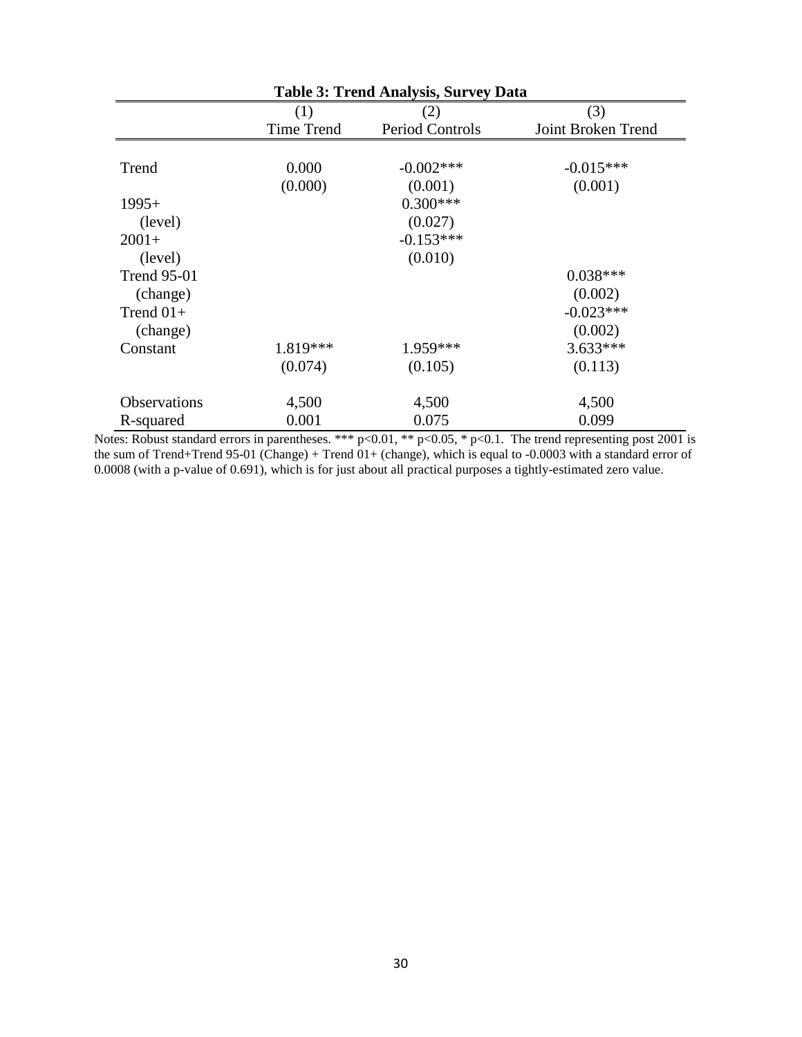**Table 3: Trend Analysis, Survey Data**

| | (1) | (2) | (3) |
|---|---|---|---|
| | Time Trend | Period Controls | Joint Broken Trend |
| Trend | 0.000 | -0.002*** | -0.015*** |
| | (0.000) | (0.001) | (0.001) |
| 1995+ | | 0.300*** | |
| (level) | | (0.027) | |
| 2001+ | | -0.153*** | |
| (level) | | (0.010) | |
| Trend 95-01 | | | 0.038*** |
| (change) | | | (0.002) |
| Trend 01+ | | | -0.023*** |
| (change) | | | (0.002) |
| Constant | 1.819*** | 1.959*** | 3.633*** |
| | (0.074) | (0.105) | (0.113) |
| Observations | 4,500 | 4,500 | 4,500 |
| R-squared | 0.001 | 0.075 | 0.099 |

Notes: Robust standard errors in parentheses. *** $p<0.01$, ** $p<0.05$, * $p<0.1$. The trend representing post 2001 is the sum of Trend+Trend 95-01 (Change) + Trend 01+ (change), which is equal to -0.0003 with a standard error of 0.0008 (with a p-value of 0.691), which is for just about all practical purposes a tightly-estimated zero value.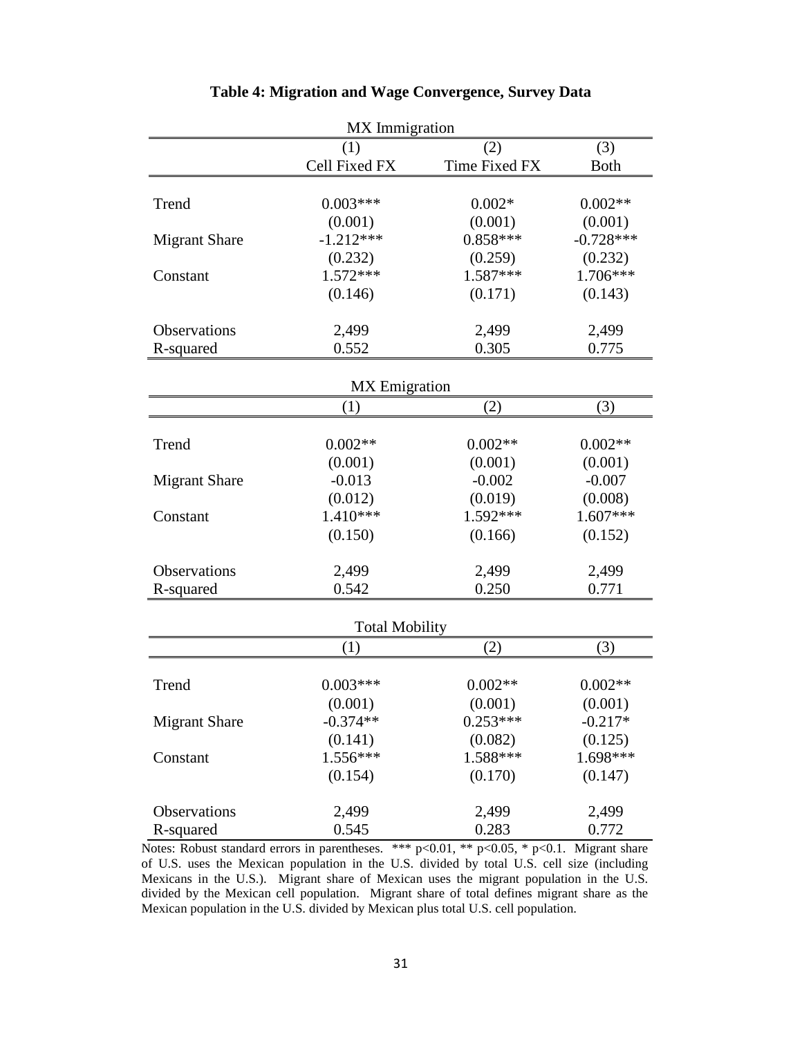**Table 4: Migration and Wage Convergence, Survey Data**

| MX Immigration | | | |
|---|---|---|---|
| | (1) | (2) | (3) |
| | Cell Fixed FX | Time Fixed FX | Both |
| Trend | 0.003*** | 0.002* | 0.002** |
| | (0.001) | (0.001) | (0.001) |
| Migrant Share | -1.212*** | 0.858*** | -0.728*** |
| | (0.232) | (0.259) | (0.232) |
| Constant | 1.572*** | 1.587*** | 1.706*** |
| | (0.146) | (0.171) | (0.143) |
| Observations | 2,499 | 2,499 | 2,499 |
| R-squared | 0.552 | 0.305 | 0.775 |

| MX Emigration | | | |
|---|---|---|---|
| | (1) | (2) | (3) |
| Trend | 0.002** | 0.002** | 0.002** |
| | (0.001) | (0.001) | (0.001) |
| Migrant Share | -0.013 | -0.002 | -0.007 |
| | (0.012) | (0.019) | (0.008) |
| Constant | 1.410*** | 1.592*** | 1.607*** |
| | (0.150) | (0.166) | (0.152) |
| Observations | 2,499 | 2,499 | 2,499 |
| R-squared | 0.542 | 0.250 | 0.771 |

| Total Mobility | | | |
|---|---|---|---|
| | (1) | (2) | (3) |
| Trend | 0.003*** | 0.002** | 0.002** |
| | (0.001) | (0.001) | (0.001) |
| Migrant Share | -0.374** | 0.253*** | -0.217* |
| | (0.141) | (0.082) | (0.125) |
| Constant | 1.556*** | 1.588*** | 1.698*** |
| | (0.154) | (0.170) | (0.147) |
| Observations | 2,499 | 2,499 | 2,499 |
| R-squared | 0.545 | 0.283 | 0.772 |

Notes: Robust standard errors in parentheses. *** p<0.01, ** p<0.05, * p<0.1. Migrant share of U.S. uses the Mexican population in the U.S. divided by total U.S. cell size (including Mexicans in the U.S.). Migrant share of Mexican uses the migrant population in the U.S. divided by the Mexican cell population. Migrant share of total defines migrant share as the Mexican population in the U.S. divided by Mexican plus total U.S. cell population.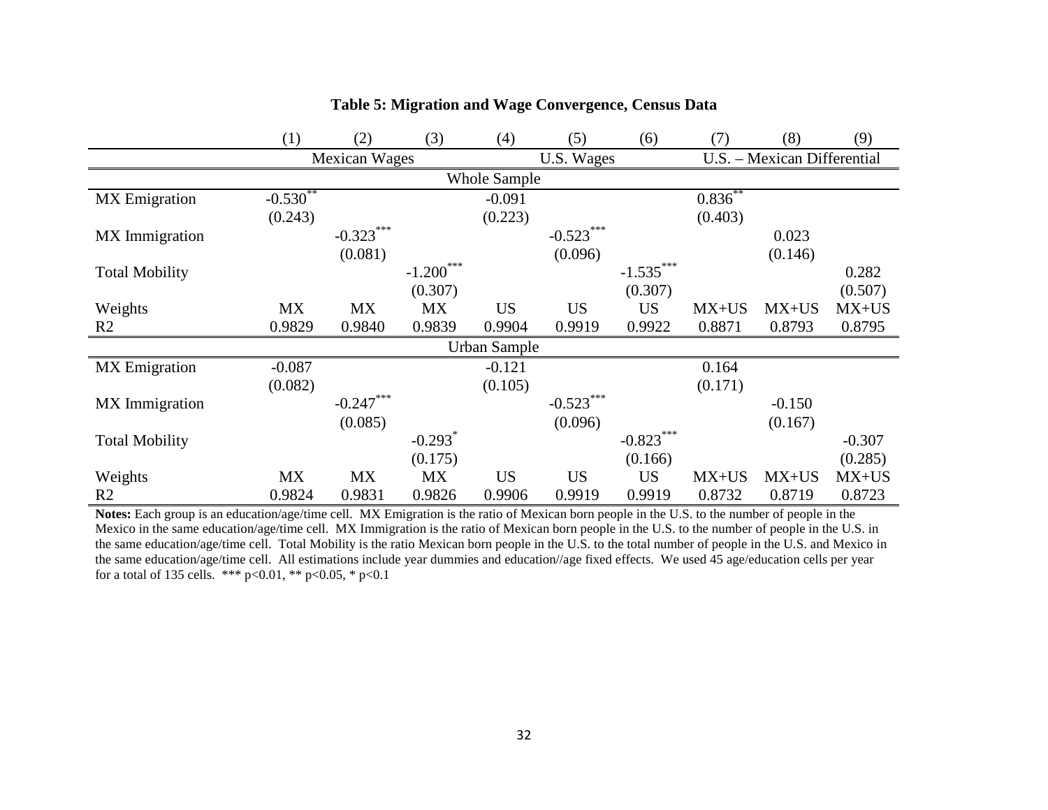**Table 5: Migration and Wage Convergence, Census Data**

| | (1) | (2) | (3) | (4) | (5) | (6) | (7) | (8) | (9) |
|---|---|---|---|---|---|---|---|---|---|
| | Mexican Wages | | | U.S. Wages | | | U.S. – Mexican Differential | | |
| **Whole Sample** | | | | | | | | | |
| MX Emigration | -0.530** | | | -0.091 | | | 0.836** | | |
| | (0.243) | | | (0.223) | | | (0.403) | | |
| MX Immigration | | -0.323*** | | | -0.523*** | | | 0.023 | |
| | | (0.081) | | | (0.096) | | | (0.146) | |
| Total Mobility | | | -1.200*** | | | -1.535*** | | | 0.282 |
| | | | (0.307) | | | (0.307) | | | (0.507) |
| Weights | MX | MX | MX | US | US | US | MX+US | MX+US | MX+US |
| R2 | 0.9829 | 0.9840 | 0.9839 | 0.9904 | 0.9919 | 0.9922 | 0.8871 | 0.8793 | 0.8795 |
| **Urban Sample** | | | | | | | | | |
| MX Emigration | -0.087 | | | -0.121 | | | 0.164 | | |
| | (0.082) | | | (0.105) | | | (0.171) | | |
| MX Immigration | | -0.247*** | | | -0.523*** | | | -0.150 | |
| | | (0.085) | | | (0.096) | | | (0.167) | |
| Total Mobility | | | -0.293* | | | -0.823*** | | | -0.307 |
| | | | (0.175) | | | (0.166) | | | (0.285) |
| Weights | MX | MX | MX | US | US | US | MX+US | MX+US | MX+US |
| R2 | 0.9824 | 0.9831 | 0.9826 | 0.9906 | 0.9919 | 0.9919 | 0.8732 | 0.8719 | 0.8723 |

**Notes:** Each group is an education/age/time cell. MX Emigration is the ratio of Mexican born people in the U.S. to the number of people in the Mexico in the same education/age/time cell. MX Immigration is the ratio of Mexican born people in the U.S. to the number of people in the U.S. in the same education/age/time cell. Total Mobility is the ratio Mexican born people in the U.S. to the total number of people in the U.S. and Mexico in the same education/age/time cell. All estimations include year dummies and education//age fixed effects. We used 45 age/education cells per year for a total of 135 cells. *** p<0.01, ** p<0.05, * p<0.1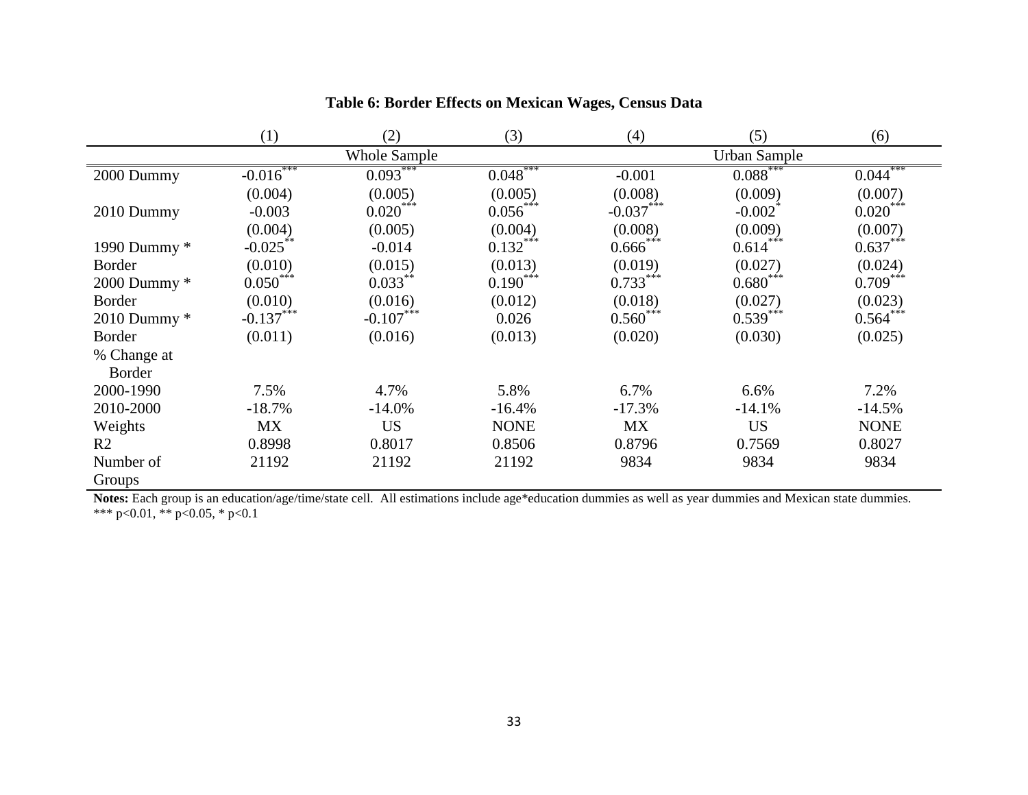**Table 6: Border Effects on Mexican Wages, Census Data**

| | (1) | (2) | (3) | (4) | (5) | (6) |
|---|---|---|---|---|---|---|
| | Whole Sample | | | Urban Sample | | |
| 2000 Dummy | -0.016*** | 0.093*** | 0.048*** | -0.001 | 0.088*** | 0.044*** |
| | (0.004) | (0.005) | (0.005) | (0.008) | (0.009) | (0.007) |
| 2010 Dummy | -0.003 | 0.020*** | 0.056*** | -0.037*** | -0.002* | 0.020*** |
| | (0.004) | (0.005) | (0.004) | (0.008) | (0.009) | (0.007) |
| 1990 Dummy * Border | -0.025** | -0.014 | 0.132*** | 0.666*** | 0.614*** | 0.637*** |
| | (0.010) | (0.015) | (0.013) | (0.019) | (0.027) | (0.024) |
| 2000 Dummy * Border | 0.050*** | 0.033** | 0.190*** | 0.733*** | 0.680*** | 0.709*** |
| | (0.010) | (0.016) | (0.012) | (0.018) | (0.027) | (0.023) |
| 2010 Dummy * Border | -0.137*** | -0.107*** | 0.026 | 0.560*** | 0.539*** | 0.564*** |
| | (0.011) | (0.016) | (0.013) | (0.020) | (0.030) | (0.025) |
| % Change at Border | | | | | | |
| 2000-1990 | 7.5% | 4.7% | 5.8% | 6.7% | 6.6% | 7.2% |
| 2010-2000 | -18.7% | -14.0% | -16.4% | -17.3% | -14.1% | -14.5% |
| Weights | MX | US | NONE | MX | US | NONE |
| R2 | 0.8998 | 0.8017 | 0.8506 | 0.8796 | 0.7569 | 0.8027 |
| Number of Groups | 21192 | 21192 | 21192 | 9834 | 9834 | 9834 |

**Notes:** Each group is an education/age/time/state cell. All estimations include age*education dummies as well as year dummies and Mexican state dummies.
*** $p<0.01$, ** $p<0.05$, * $p<0.1$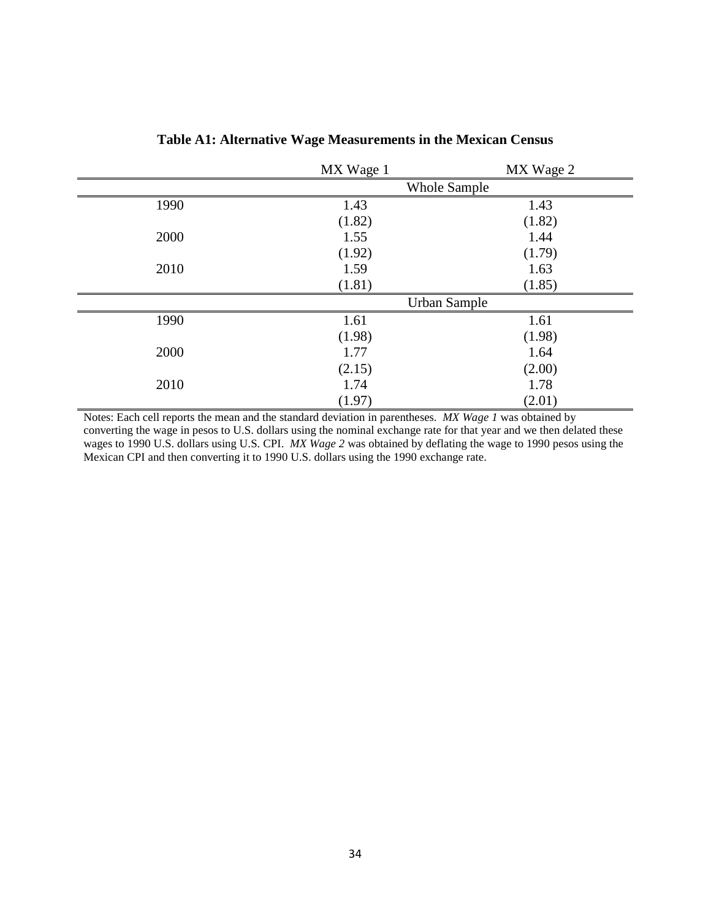**Table A1: Alternative Wage Measurements in the Mexican Census**

| | MX Wage 1 | MX Wage 2 |
|---|---|---|
| | Whole Sample | |
| 1990 | 1.43 | 1.43 |
| | (1.82) | (1.82) |
| 2000 | 1.55 | 1.44 |
| | (1.92) | (1.79) |
| 2010 | 1.59 | 1.63 |
| | (1.81) | (1.85) |
| | Urban Sample | |
| 1990 | 1.61 | 1.61 |
| | (1.98) | (1.98) |
| 2000 | 1.77 | 1.64 |
| | (2.15) | (2.00) |
| 2010 | 1.74 | 1.78 |
| | (1.97) | (2.01) |

Notes: Each cell reports the mean and the standard deviation in parentheses. *MX Wage 1* was obtained by converting the wage in pesos to U.S. dollars using the nominal exchange rate for that year and we then delated these wages to 1990 U.S. dollars using U.S. CPI. *MX Wage 2* was obtained by deflating the wage to 1990 pesos using the Mexican CPI and then converting it to 1990 U.S. dollars using the 1990 exchange rate.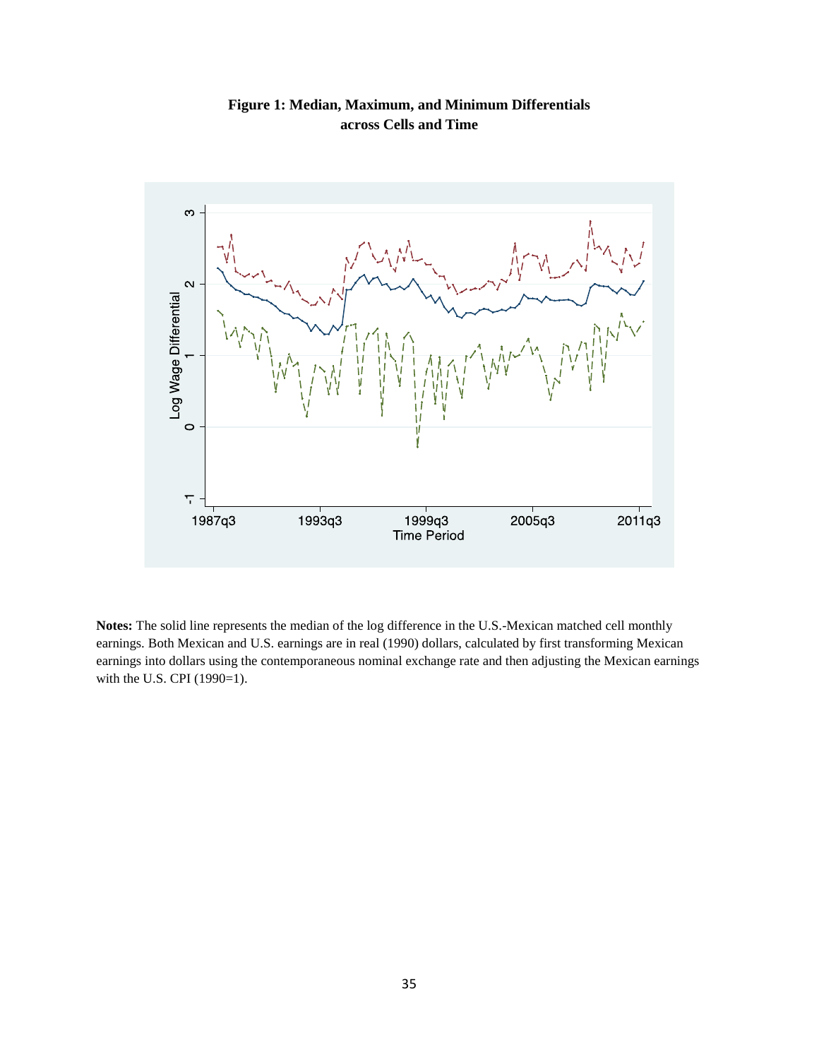**Figure 1: Median, Maximum, and Minimum Differentials across Cells and Time**

**Notes:** The solid line represents the median of the log difference in the U.S.-Mexican matched cell monthly earnings. Both Mexican and U.S. earnings are in real (1990) dollars, calculated by first transforming Mexican earnings into dollars using the contemporaneous nominal exchange rate and then adjusting the Mexican earnings with the U.S. CPI (1990=1).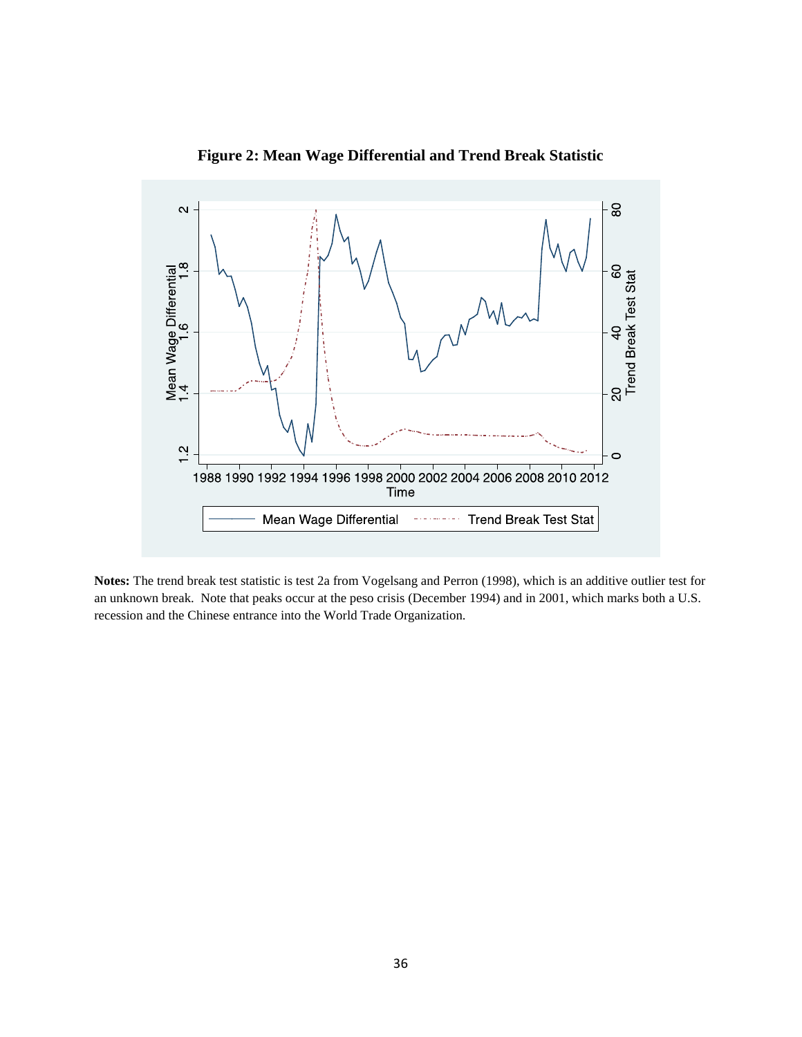**Figure 2: Mean Wage Differential and Trend Break Statistic**

**Notes:** The trend break test statistic is test 2a from Vogelsang and Perron (1998), which is an additive outlier test for an unknown break. Note that peaks occur at the peso crisis (December 1994) and in 2001, which marks both a U.S. recession and the Chinese entrance into the World Trade Organization.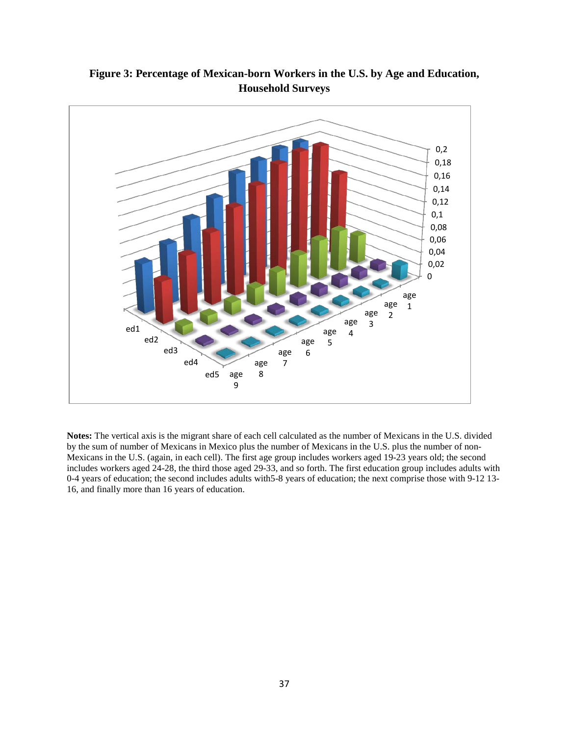**Figure 3: Percentage of Mexican-born Workers in the U.S. by Age and Education, Household Surveys**

**Notes:** The vertical axis is the migrant share of each cell calculated as the number of Mexicans in the U.S. divided by the sum of number of Mexicans in Mexico plus the number of Mexicans in the U.S. plus the number of non-Mexicans in the U.S. (again, in each cell). The first age group includes workers aged 19-23 years old; the second includes workers aged 24-28, the third those aged 29-33, and so forth. The first education group includes adults with 0-4 years of education; the second includes adults with5-8 years of education; the next comprise those with 9-12 13-16, and finally more than 16 years of education.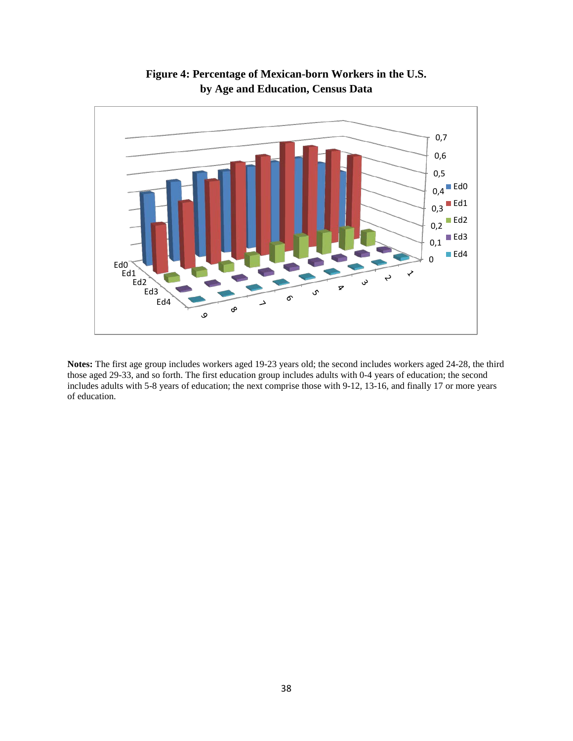**Figure 4: Percentage of Mexican-born Workers in the U.S. by Age and Education, Census Data**

**Notes:** The first age group includes workers aged 19-23 years old; the second includes workers aged 24-28, the third those aged 29-33, and so forth. The first education group includes adults with 0-4 years of education; the second includes adults with 5-8 years of education; the next comprise those with 9-12, 13-16, and finally 17 or more years of education.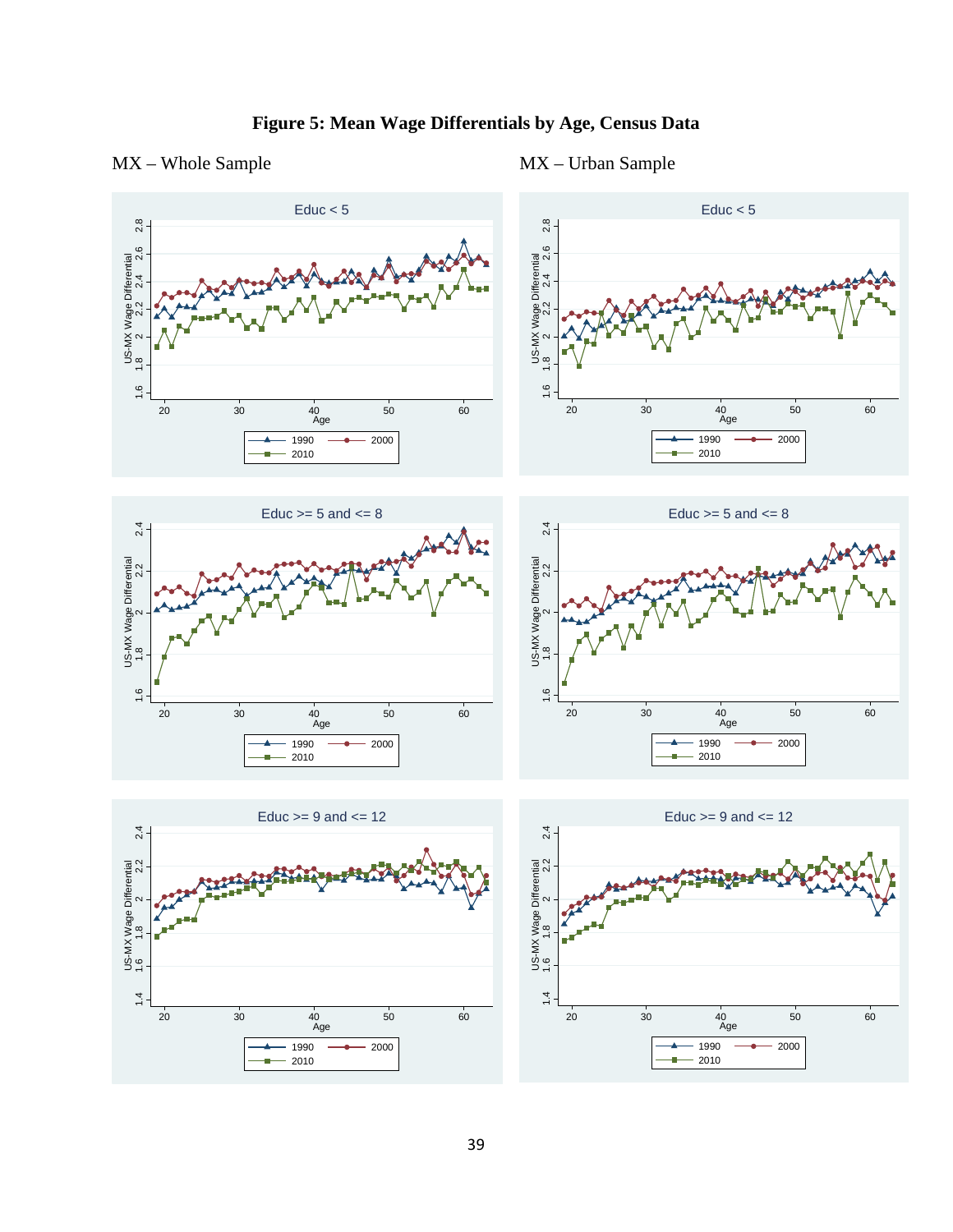# Figure 5: Mean Wage Differentials by Age, Census Data

MX – Whole Sample

MX – Urban Sample

Educ < 5

Educ >= 5 and <= 8

Educ >= 9 and <= 12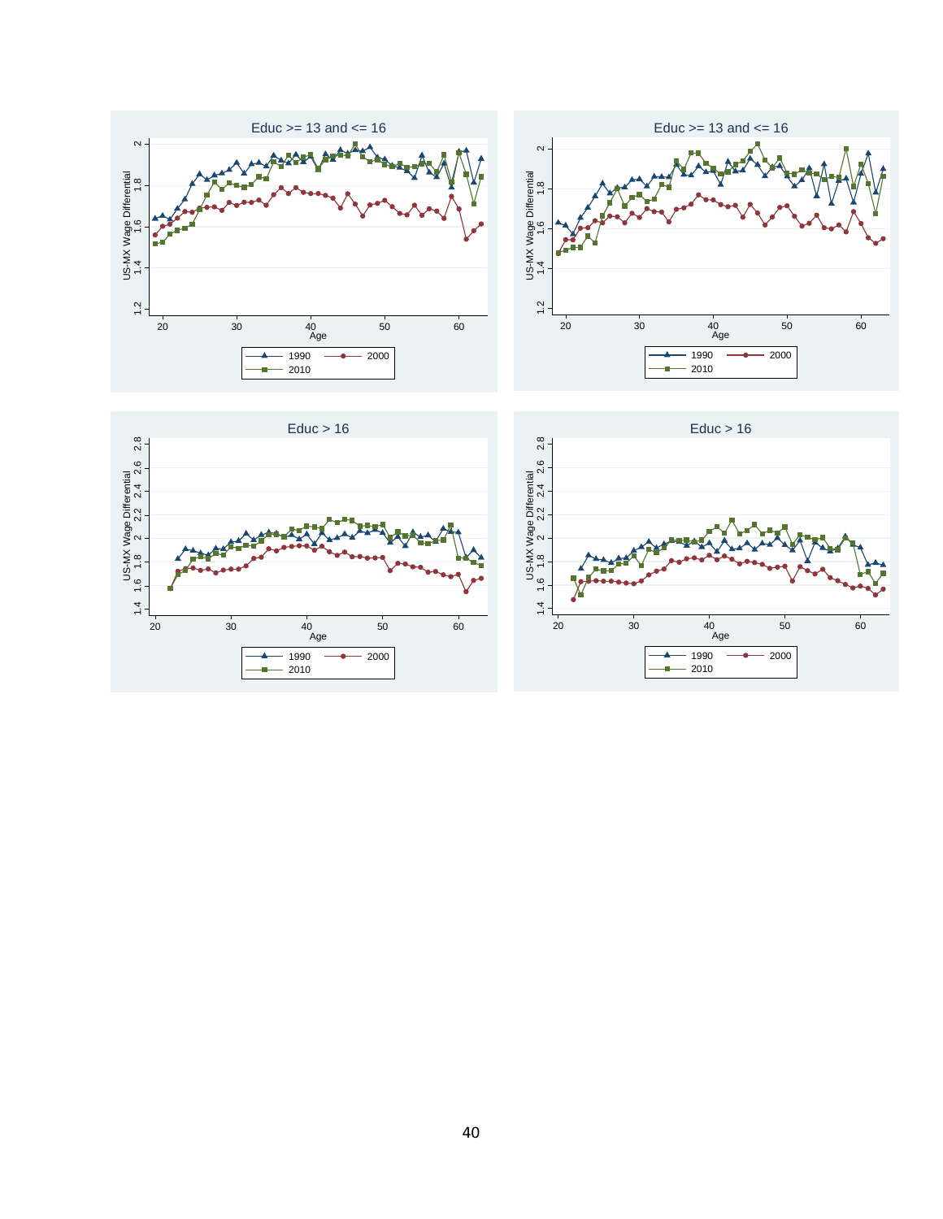## Educ >= 13 and <= 16

US-MX Wage Differential (y-axis: 1.2, 1.4, 1.6, 1.8, 2); Age (x-axis: 20, 30, 40, 50, 60)

Legend: 1990, 2000, 2010

## Educ >= 13 and <= 16

US-MX Wage Differential (y-axis: 1.2, 1.4, 1.6, 1.8, 2); Age (x-axis: 20, 30, 40, 50, 60)

Legend: 1990, 2000, 2010

## Educ > 16

US-MX Wage Differential (y-axis: 1.4, 1.6, 1.8, 2, 2.2, 2.4, 2.6, 2.8); Age (x-axis: 20, 30, 40, 50, 60)

Legend: 1990, 2000, 2010

## Educ > 16

US-MX Wage Differential (y-axis: 1.4, 1.6, 1.8, 2, 2.2, 2.4, 2.6, 2.8); Age (x-axis: 20, 30, 40, 50, 60)

Legend: 1990, 2000, 2010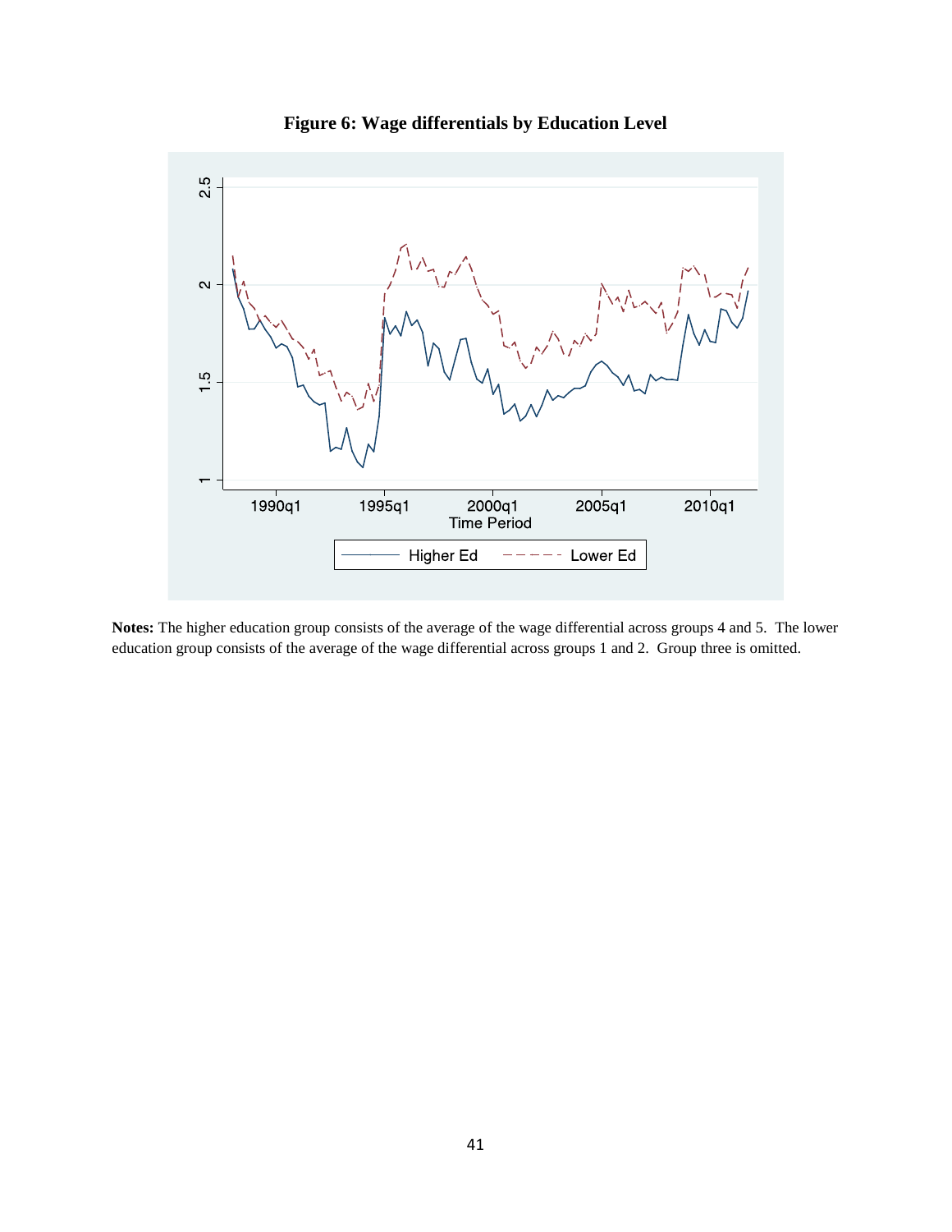**Figure 6: Wage differentials by Education Level**

**Notes:** The higher education group consists of the average of the wage differential across groups 4 and 5. The lower education group consists of the average of the wage differential across groups 1 and 2. Group three is omitted.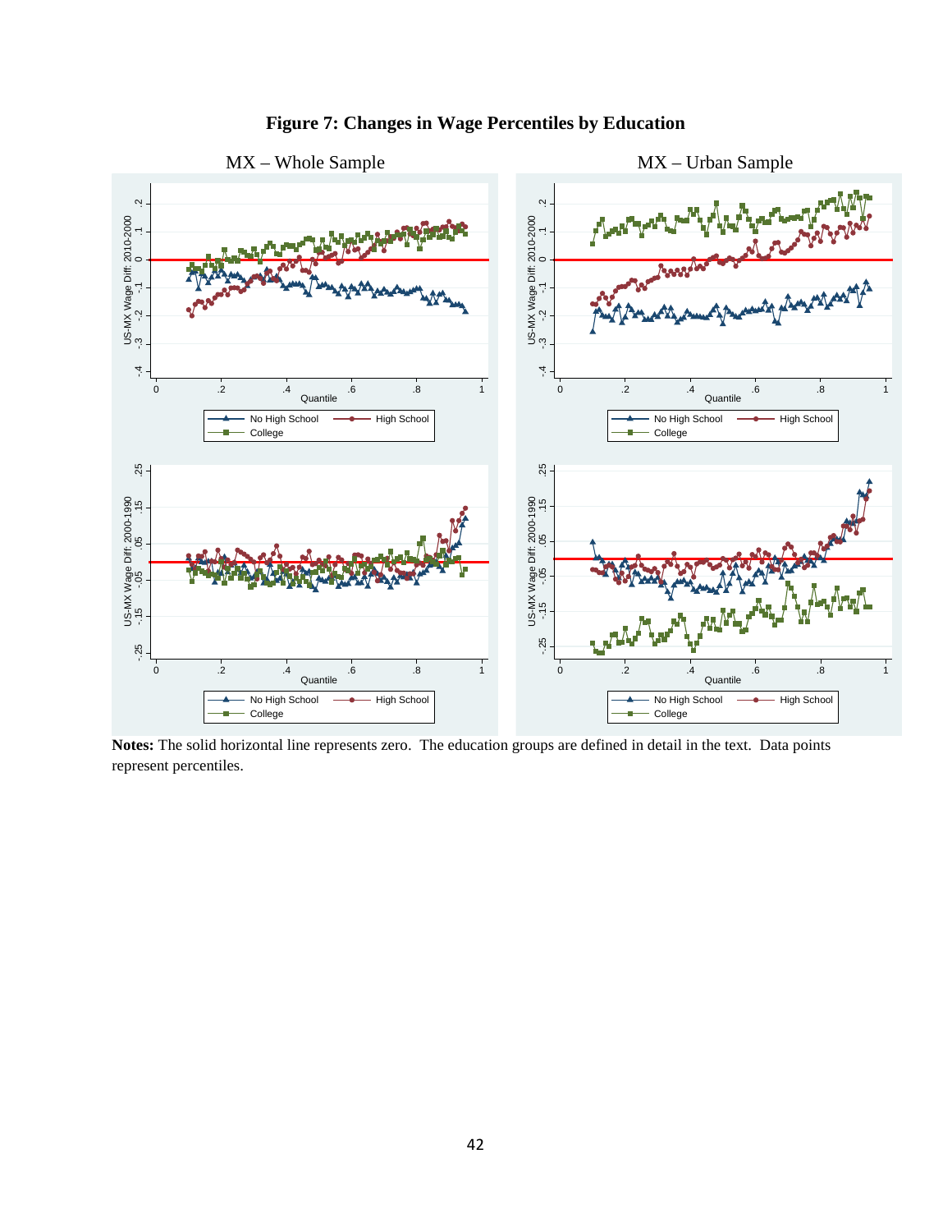# Figure 7: Changes in Wage Percentiles by Education

**Notes:** The solid horizontal line represents zero. The education groups are defined in detail in the text. Data points represent percentiles.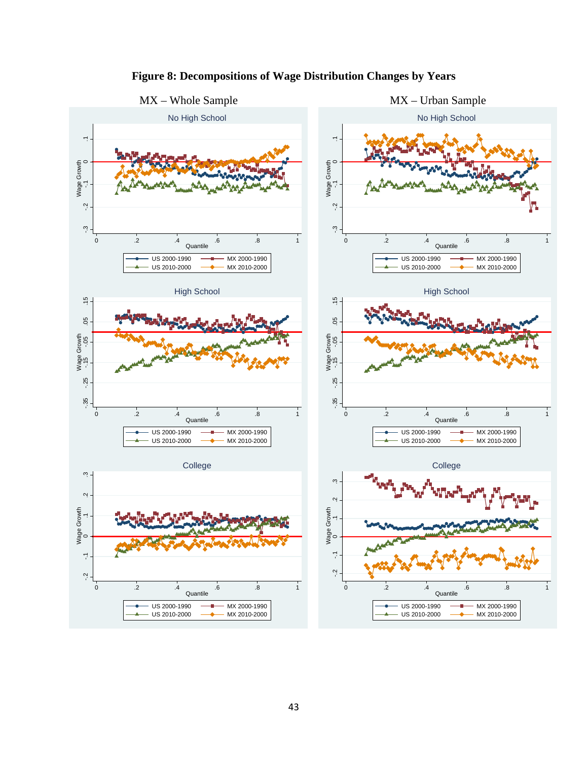**Figure 8: Decompositions of Wage Distribution Changes by Years**

MX – Whole Sample

MX – Urban Sample

No High School

High School

College

Wage Growth

Quantile

US 2000-1990 — MX 2000-1990 — US 2010-2000 — MX 2010-2000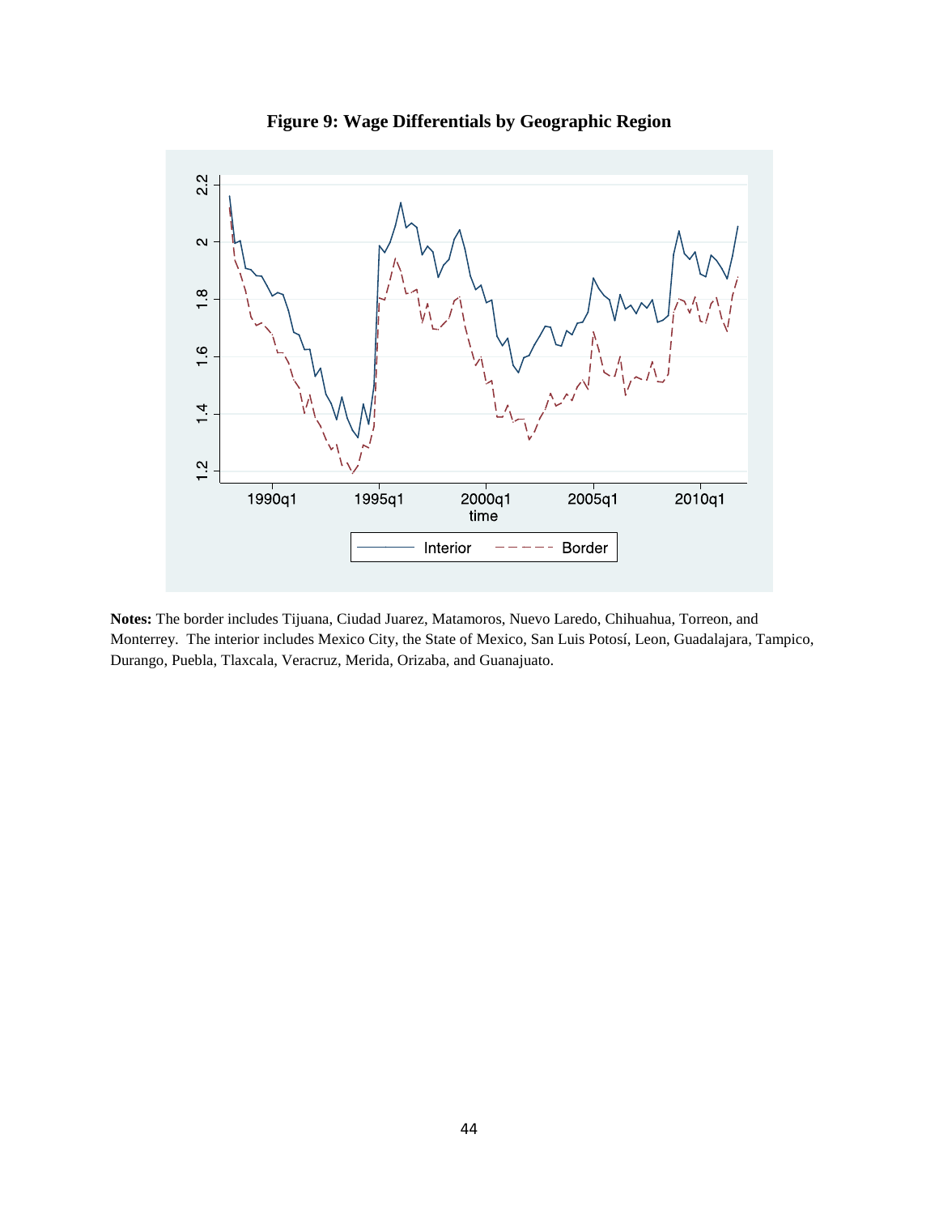**Figure 9: Wage Differentials by Geographic Region**

**Notes:** The border includes Tijuana, Ciudad Juarez, Matamoros, Nuevo Laredo, Chihuahua, Torreon, and Monterrey. The interior includes Mexico City, the State of Mexico, San Luis Potosí, Leon, Guadalajara, Tampico, Durango, Puebla, Tlaxcala, Veracruz, Merida, Orizaba, and Guanajuato.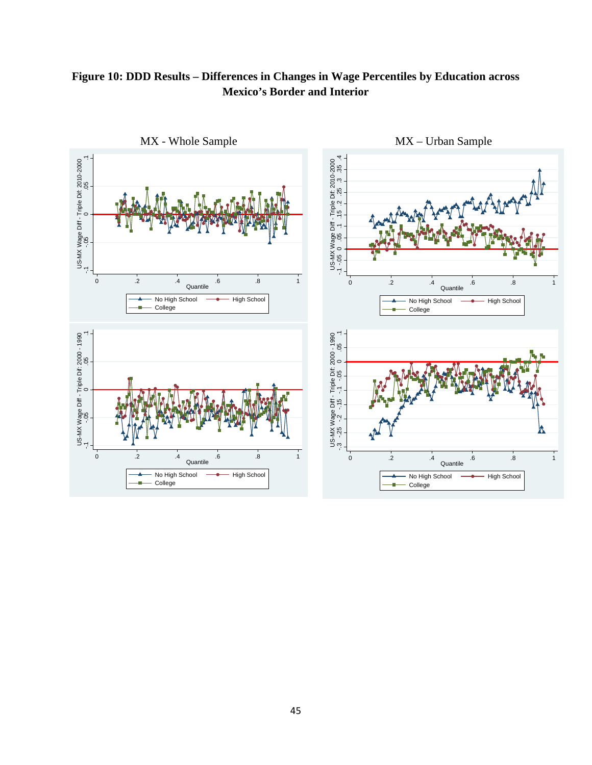**Figure 10: DDD Results – Differences in Changes in Wage Percentiles by Education across Mexico's Border and Interior**

MX - Whole Sample

US-MX Wage Diff - Triple Dif: 2010-2000

-.1
-.05
0
.05
.1

0
.2
.4
.6
.8
1

Quantile

No High School
High School
College

MX – Urban Sample

US-MX Wage Diff - Triple Dif: 2010-2000

-.1
-.05
0
.05
.1
.15
.2
.25
.3
.35
.4

0
.2
.4
.6
.8
1

Quantile

No High School
High School
College

US-MX Wage Diff - Triple Dif: 2000 - 1990

-.1
-.05
0
.05
.1

0
.2
.4
.6
.8
1

Quantile

No High School
High School
College

US-MX Wage Diff - Triple Dif: 2000 - 1990

-.3
-.25
-.2
-.15
-.1
-.05
0
.05
.1

0
.2
.4
.6
.8
1

Quantile

No High School
High School
College